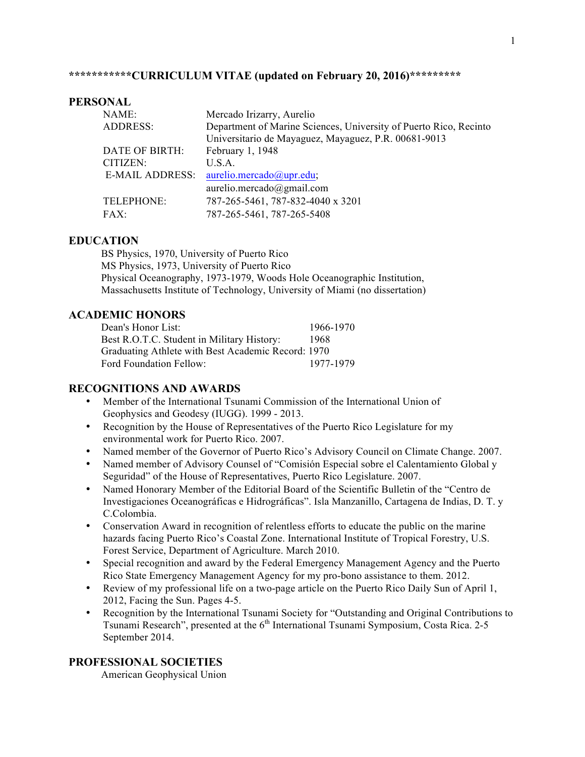# ***********CURRICULUM VITAE (updated on February 20, 2016)*********

## PERSONAL

| | |
|---|---|
| NAME: | Mercado Irizarry, Aurelio |
| ADDRESS: | Department of Marine Sciences, University of Puerto Rico, Recinto Universitario de Mayaguez, Mayaguez, P.R. 00681-9013 |
| DATE OF BIRTH: | February 1, 1948 |
| CITIZEN: | U.S.A. |
| E-MAIL ADDRESS: | aurelio.mercado@upr.edu; aurelio.mercado@gmail.com |
| TELEPHONE: | 787-265-5461, 787-832-4040 x 3201 |
| FAX: | 787-265-5461, 787-265-5408 |

## EDUCATION

BS Physics, 1970, University of Puerto Rico
MS Physics, 1973, University of Puerto Rico
Physical Oceanography, 1973-1979, Woods Hole Oceanographic Institution, Massachusetts Institute of Technology, University of Miami (no dissertation)

## ACADEMIC HONORS

| | |
|---|---|
| Dean's Honor List: | 1966-1970 |
| Best R.O.T.C. Student in Military History: | 1968 |
| Graduating Athlete with Best Academic Record: | 1970 |
| Ford Foundation Fellow: | 1977-1979 |

## RECOGNITIONS AND AWARDS

- Member of the International Tsunami Commission of the International Union of Geophysics and Geodesy (IUGG). 1999 - 2013.
- Recognition by the House of Representatives of the Puerto Rico Legislature for my environmental work for Puerto Rico. 2007.
- Named member of the Governor of Puerto Rico's Advisory Council on Climate Change. 2007.
- Named member of Advisory Counsel of "Comisión Especial sobre el Calentamiento Global y Seguridad" of the House of Representatives, Puerto Rico Legislature. 2007.
- Named Honorary Member of the Editorial Board of the Scientific Bulletin of the "Centro de Investigaciones Oceanográficas e Hidrográficas". Isla Manzanillo, Cartagena de Indias, D. T. y C.Colombia.
- Conservation Award in recognition of relentless efforts to educate the public on the marine hazards facing Puerto Rico's Coastal Zone. International Institute of Tropical Forestry, U.S. Forest Service, Department of Agriculture. March 2010.
- Special recognition and award by the Federal Emergency Management Agency and the Puerto Rico State Emergency Management Agency for my pro-bono assistance to them. 2012.
- Review of my professional life on a two-page article on the Puerto Rico Daily Sun of April 1, 2012, Facing the Sun. Pages 4-5.
- Recognition by the International Tsunami Society for "Outstanding and Original Contributions to Tsunami Research", presented at the 6th International Tsunami Symposium, Costa Rica. 2-5 September 2014.

## PROFESSIONAL SOCIETIES

American Geophysical Union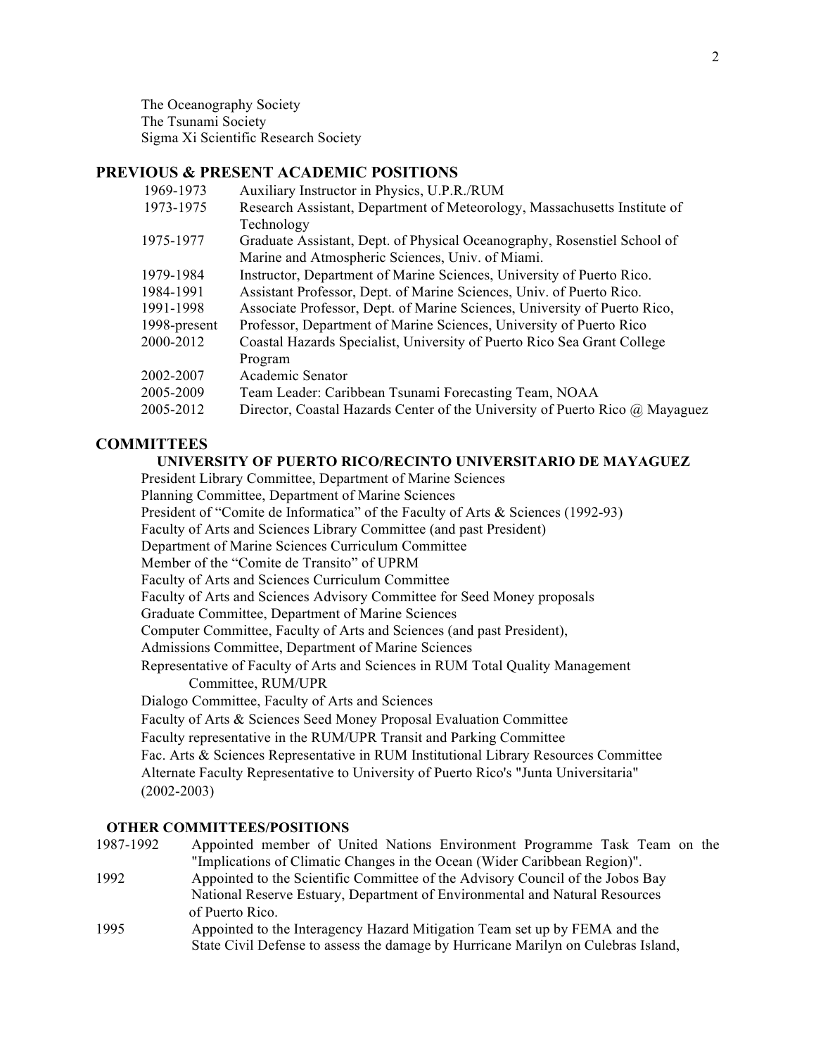The Oceanography Society
The Tsunami Society
Sigma Xi Scientific Research Society

## PREVIOUS & PRESENT ACADEMIC POSITIONS

| | |
|---|---|
| 1969-1973 | Auxiliary Instructor in Physics, U.P.R./RUM |
| 1973-1975 | Research Assistant, Department of Meteorology, Massachusetts Institute of Technology |
| 1975-1977 | Graduate Assistant, Dept. of Physical Oceanography, Rosenstiel School of Marine and Atmospheric Sciences, Univ. of Miami. |
| 1979-1984 | Instructor, Department of Marine Sciences, University of Puerto Rico. |
| 1984-1991 | Assistant Professor, Dept. of Marine Sciences, Univ. of Puerto Rico. |
| 1991-1998 | Associate Professor, Dept. of Marine Sciences, University of Puerto Rico, |
| 1998-present | Professor, Department of Marine Sciences, University of Puerto Rico |
| 2000-2012 | Coastal Hazards Specialist, University of Puerto Rico Sea Grant College Program |
| 2002-2007 | Academic Senator |
| 2005-2009 | Team Leader: Caribbean Tsunami Forecasting Team, NOAA |
| 2005-2012 | Director, Coastal Hazards Center of the University of Puerto Rico @ Mayaguez |

## COMMITTEES

### UNIVERSITY OF PUERTO RICO/RECINTO UNIVERSITARIO DE MAYAGUEZ

President Library Committee, Department of Marine Sciences
Planning Committee, Department of Marine Sciences
President of "Comite de Informatica" of the Faculty of Arts & Sciences (1992-93)
Faculty of Arts and Sciences Library Committee (and past President)
Department of Marine Sciences Curriculum Committee
Member of the "Comite de Transito" of UPRM
Faculty of Arts and Sciences Curriculum Committee
Faculty of Arts and Sciences Advisory Committee for Seed Money proposals
Graduate Committee, Department of Marine Sciences
Computer Committee, Faculty of Arts and Sciences (and past President),
Admissions Committee, Department of Marine Sciences
Representative of Faculty of Arts and Sciences in RUM Total Quality Management Committee, RUM/UPR
Dialogo Committee, Faculty of Arts and Sciences
Faculty of Arts & Sciences Seed Money Proposal Evaluation Committee
Faculty representative in the RUM/UPR Transit and Parking Committee
Fac. Arts & Sciences Representative in RUM Institutional Library Resources Committee
Alternate Faculty Representative to University of Puerto Rico's "Junta Universitaria" (2002-2003)

### OTHER COMMITTEES/POSITIONS

| | |
|---|---|
| 1987-1992 | Appointed member of United Nations Environment Programme Task Team on the "Implications of Climatic Changes in the Ocean (Wider Caribbean Region)". |
| 1992 | Appointed to the Scientific Committee of the Advisory Council of the Jobos Bay National Reserve Estuary, Department of Environmental and Natural Resources of Puerto Rico. |
| 1995 | Appointed to the Interagency Hazard Mitigation Team set up by FEMA and the State Civil Defense to assess the damage by Hurricane Marilyn on Culebras Island, |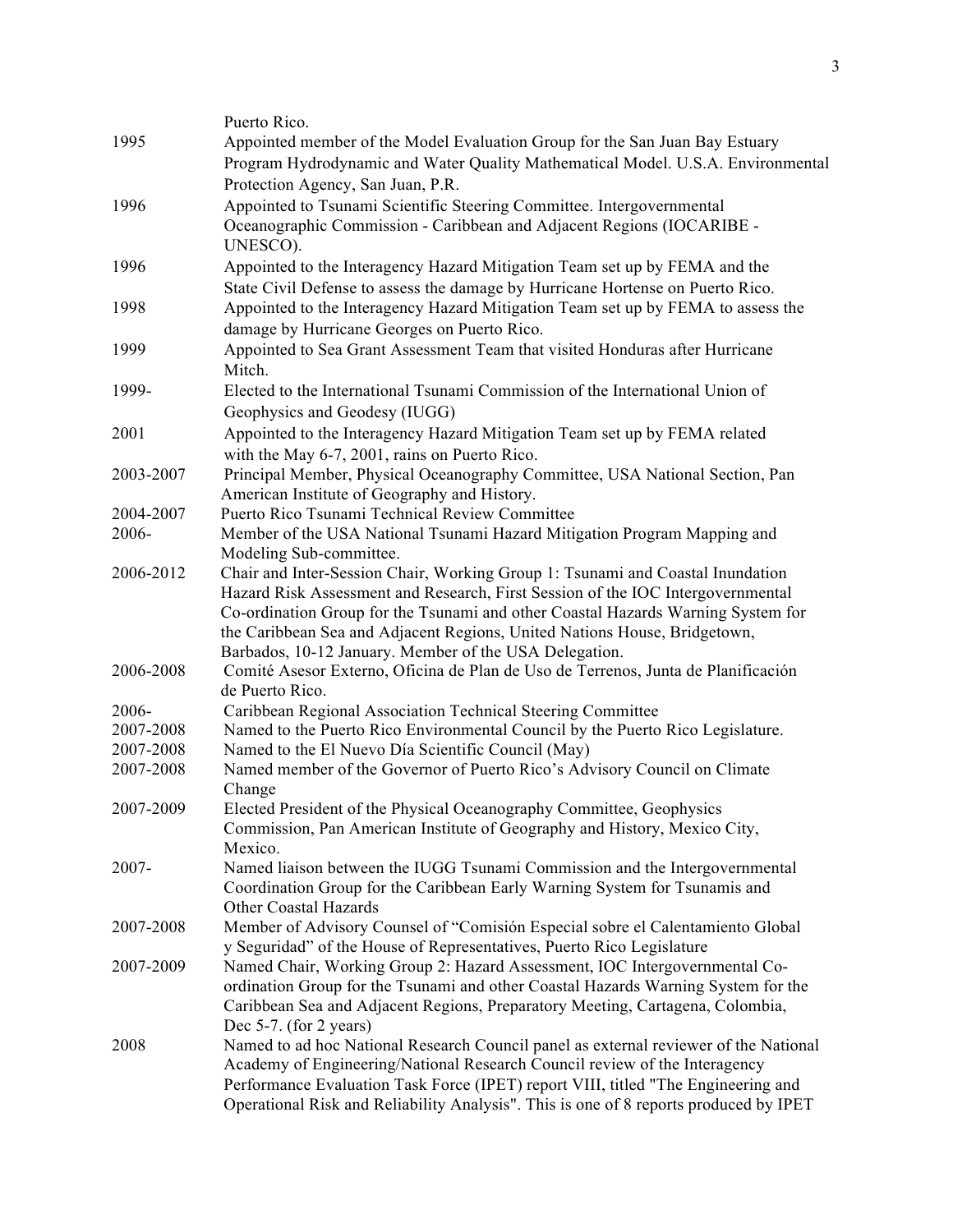Puerto Rico.

| | |
|---|---|
| 1995 | Appointed member of the Model Evaluation Group for the San Juan Bay Estuary Program Hydrodynamic and Water Quality Mathematical Model. U.S.A. Environmental Protection Agency, San Juan, P.R. |
| 1996 | Appointed to Tsunami Scientific Steering Committee. Intergovernmental Oceanographic Commission - Caribbean and Adjacent Regions (IOCARIBE - UNESCO). |
| 1996 | Appointed to the Interagency Hazard Mitigation Team set up by FEMA and the State Civil Defense to assess the damage by Hurricane Hortense on Puerto Rico. |
| 1998 | Appointed to the Interagency Hazard Mitigation Team set up by FEMA to assess the damage by Hurricane Georges on Puerto Rico. |
| 1999 | Appointed to Sea Grant Assessment Team that visited Honduras after Hurricane Mitch. |
| 1999- | Elected to the International Tsunami Commission of the International Union of Geophysics and Geodesy (IUGG) |
| 2001 | Appointed to the Interagency Hazard Mitigation Team set up by FEMA related with the May 6-7, 2001, rains on Puerto Rico. |
| 2003-2007 | Principal Member, Physical Oceanography Committee, USA National Section, Pan American Institute of Geography and History. |
| 2004-2007 | Puerto Rico Tsunami Technical Review Committee |
| 2006- | Member of the USA National Tsunami Hazard Mitigation Program Mapping and Modeling Sub-committee. |
| 2006-2012 | Chair and Inter-Session Chair, Working Group 1: Tsunami and Coastal Inundation Hazard Risk Assessment and Research, First Session of the IOC Intergovernmental Co-ordination Group for the Tsunami and other Coastal Hazards Warning System for the Caribbean Sea and Adjacent Regions, United Nations House, Bridgetown, Barbados, 10-12 January. Member of the USA Delegation. |
| 2006-2008 | Comité Asesor Externo, Oficina de Plan de Uso de Terrenos, Junta de Planificación de Puerto Rico. |
| 2006- | Caribbean Regional Association Technical Steering Committee |
| 2007-2008 | Named to the Puerto Rico Environmental Council by the Puerto Rico Legislature. |
| 2007-2008 | Named to the El Nuevo Día Scientific Council (May) |
| 2007-2008 | Named member of the Governor of Puerto Rico's Advisory Council on Climate Change |
| 2007-2009 | Elected President of the Physical Oceanography Committee, Geophysics Commission, Pan American Institute of Geography and History, Mexico City, Mexico. |
| 2007- | Named liaison between the IUGG Tsunami Commission and the Intergovernmental Coordination Group for the Caribbean Early Warning System for Tsunamis and Other Coastal Hazards |
| 2007-2008 | Member of Advisory Counsel of "Comisión Especial sobre el Calentamiento Global y Seguridad" of the House of Representatives, Puerto Rico Legislature |
| 2007-2009 | Named Chair, Working Group 2: Hazard Assessment, IOC Intergovernmental Co-ordination Group for the Tsunami and other Coastal Hazards Warning System for the Caribbean Sea and Adjacent Regions, Preparatory Meeting, Cartagena, Colombia, Dec 5-7. (for 2 years) |
| 2008 | Named to ad hoc National Research Council panel as external reviewer of the National Academy of Engineering/National Research Council review of the Interagency Performance Evaluation Task Force (IPET) report VIII, titled "The Engineering and Operational Risk and Reliability Analysis". This is one of 8 reports produced by IPET |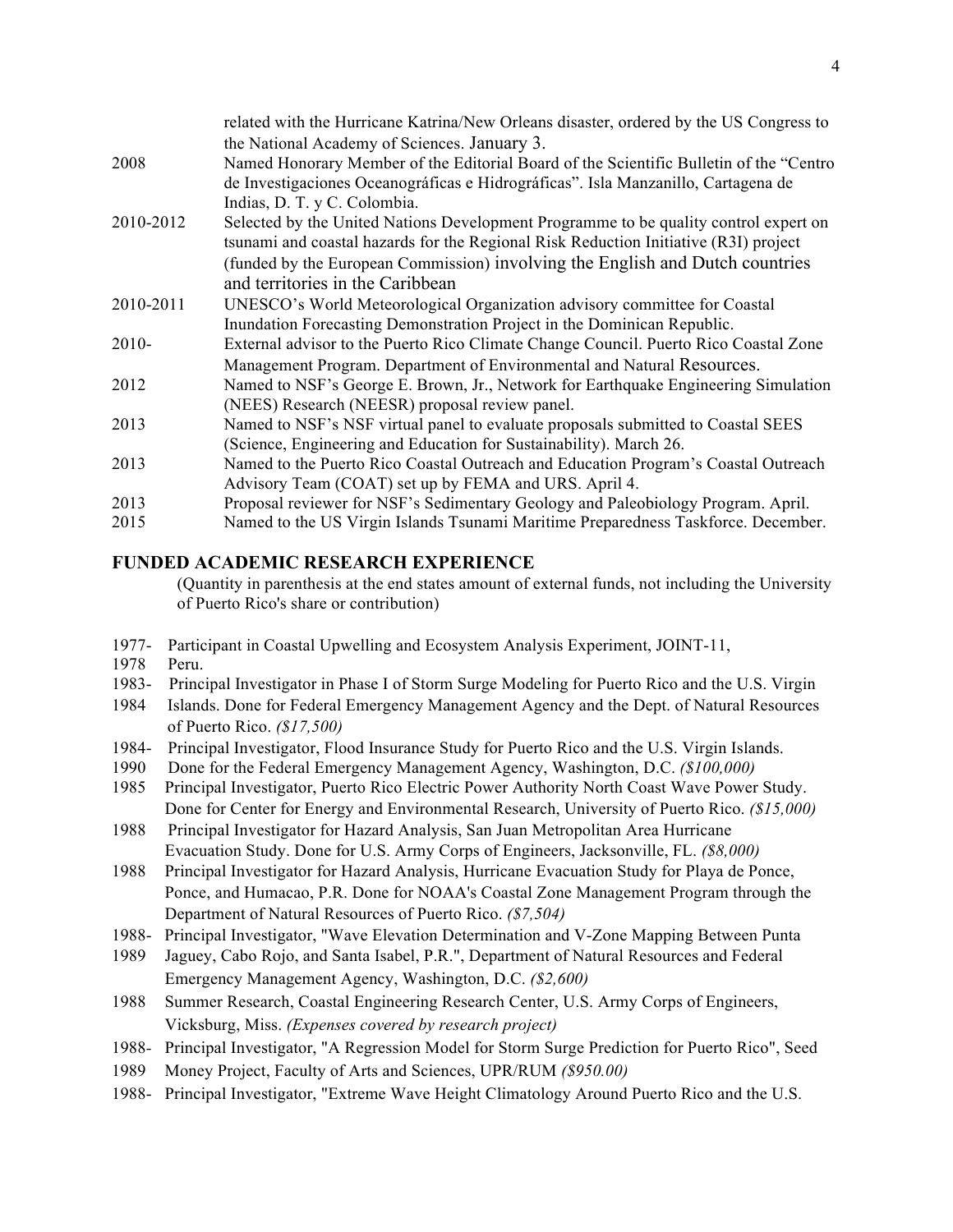| | |
|---|---|
| | related with the Hurricane Katrina/New Orleans disaster, ordered by the US Congress to the National Academy of Sciences. January 3. |
| 2008 | Named Honorary Member of the Editorial Board of the Scientific Bulletin of the "Centro de Investigaciones Oceanográficas e Hidrográficas". Isla Manzanillo, Cartagena de Indias, D. T. y C. Colombia. |
| 2010-2012 | Selected by the United Nations Development Programme to be quality control expert on tsunami and coastal hazards for the Regional Risk Reduction Initiative (R3I) project (funded by the European Commission) involving the English and Dutch countries and territories in the Caribbean |
| 2010-2011 | UNESCO's World Meteorological Organization advisory committee for Coastal Inundation Forecasting Demonstration Project in the Dominican Republic. |
| 2010- | External advisor to the Puerto Rico Climate Change Council. Puerto Rico Coastal Zone Management Program. Department of Environmental and Natural Resources. |
| 2012 | Named to NSF's George E. Brown, Jr., Network for Earthquake Engineering Simulation (NEES) Research (NEESR) proposal review panel. |
| 2013 | Named to NSF's NSF virtual panel to evaluate proposals submitted to Coastal SEES (Science, Engineering and Education for Sustainability). March 26. |
| 2013 | Named to the Puerto Rico Coastal Outreach and Education Program's Coastal Outreach Advisory Team (COAT) set up by FEMA and URS. April 4. |
| 2013 | Proposal reviewer for NSF's Sedimentary Geology and Paleobiology Program. April. |
| 2015 | Named to the US Virgin Islands Tsunami Maritime Preparedness Taskforce. December. |

## FUNDED ACADEMIC RESEARCH EXPERIENCE

(Quantity in parenthesis at the end states amount of external funds, not including the University of Puerto Rico's share or contribution)

1977-1978 Participant in Coastal Upwelling and Ecosystem Analysis Experiment, JOINT-11, Peru.

1983-1984 Principal Investigator in Phase I of Storm Surge Modeling for Puerto Rico and the U.S. Virgin Islands. Done for Federal Emergency Management Agency and the Dept. of Natural Resources of Puerto Rico. *($17,500)*

1984-1990 Principal Investigator, Flood Insurance Study for Puerto Rico and the U.S. Virgin Islands. Done for the Federal Emergency Management Agency, Washington, D.C. *($100,000)*

1985 Principal Investigator, Puerto Rico Electric Power Authority North Coast Wave Power Study. Done for Center for Energy and Environmental Research, University of Puerto Rico. *($15,000)*

1988 Principal Investigator for Hazard Analysis, San Juan Metropolitan Area Hurricane Evacuation Study. Done for U.S. Army Corps of Engineers, Jacksonville, FL. *($8,000)*

1988 Principal Investigator for Hazard Analysis, Hurricane Evacuation Study for Playa de Ponce, Ponce, and Humacao, P.R. Done for NOAA's Coastal Zone Management Program through the Department of Natural Resources of Puerto Rico. *($7,504)*

1988-1989 Principal Investigator, "Wave Elevation Determination and V-Zone Mapping Between Punta Jaguey, Cabo Rojo, and Santa Isabel, P.R.", Department of Natural Resources and Federal Emergency Management Agency, Washington, D.C. *($2,600)*

1988 Summer Research, Coastal Engineering Research Center, U.S. Army Corps of Engineers, Vicksburg, Miss. *(Expenses covered by research project)*

1988-1989 Principal Investigator, "A Regression Model for Storm Surge Prediction for Puerto Rico", Seed Money Project, Faculty of Arts and Sciences, UPR/RUM *($950.00)*

1988- Principal Investigator, "Extreme Wave Height Climatology Around Puerto Rico and the U.S.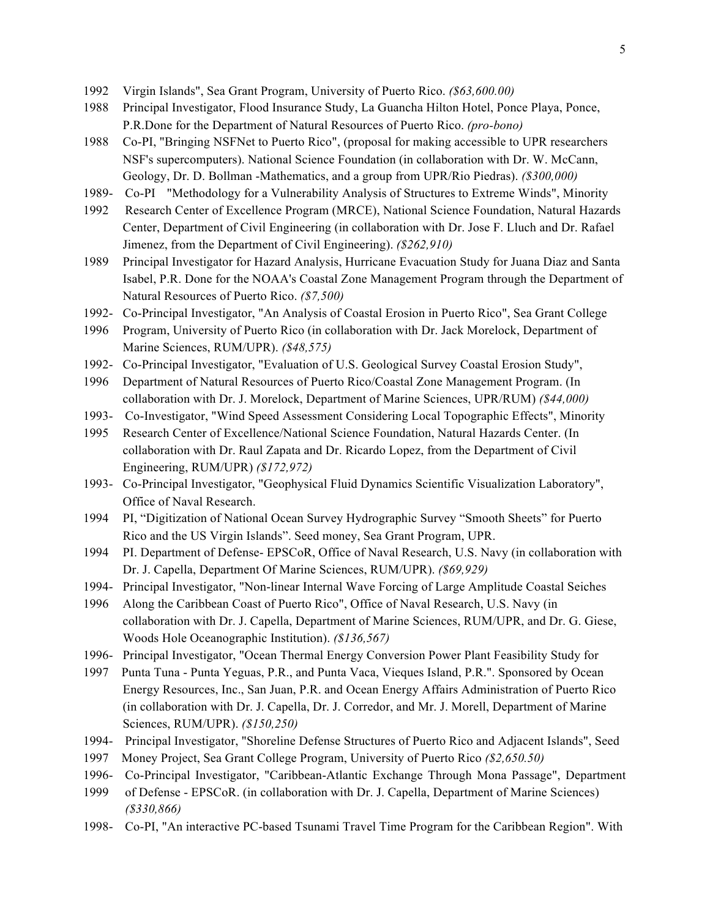1992 Virgin Islands", Sea Grant Program, University of Puerto Rico. *($63,600.00)*

1988 Principal Investigator, Flood Insurance Study, La Guancha Hilton Hotel, Ponce Playa, Ponce, P.R.Done for the Department of Natural Resources of Puerto Rico. *(pro-bono)*

1988 Co-PI, "Bringing NSFNet to Puerto Rico", (proposal for making accessible to UPR researchers NSF's supercomputers). National Science Foundation (in collaboration with Dr. W. McCann, Geology, Dr. D. Bollman -Mathematics, and a group from UPR/Rio Piedras). *($300,000)*

1989- 1992 Co-PI "Methodology for a Vulnerability Analysis of Structures to Extreme Winds", Minority Research Center of Excellence Program (MRCE), National Science Foundation, Natural Hazards Center, Department of Civil Engineering (in collaboration with Dr. Jose F. Lluch and Dr. Rafael Jimenez, from the Department of Civil Engineering). *($262,910)*

1989 Principal Investigator for Hazard Analysis, Hurricane Evacuation Study for Juana Diaz and Santa Isabel, P.R. Done for the NOAA's Coastal Zone Management Program through the Department of Natural Resources of Puerto Rico. *($7,500)*

1992- 1996 Co-Principal Investigator, "An Analysis of Coastal Erosion in Puerto Rico", Sea Grant College Program, University of Puerto Rico (in collaboration with Dr. Jack Morelock, Department of Marine Sciences, RUM/UPR). *($48,575)*

1992- 1996 Co-Principal Investigator, "Evaluation of U.S. Geological Survey Coastal Erosion Study", Department of Natural Resources of Puerto Rico/Coastal Zone Management Program. (In collaboration with Dr. J. Morelock, Department of Marine Sciences, UPR/RUM) *($44,000)*

1993- 1995 Co-Investigator, "Wind Speed Assessment Considering Local Topographic Effects", Minority Research Center of Excellence/National Science Foundation, Natural Hazards Center. (In collaboration with Dr. Raul Zapata and Dr. Ricardo Lopez, from the Department of Civil Engineering, RUM/UPR) *($172,972)*

1993- Co-Principal Investigator, "Geophysical Fluid Dynamics Scientific Visualization Laboratory", Office of Naval Research.

1994 PI, "Digitization of National Ocean Survey Hydrographic Survey "Smooth Sheets" for Puerto Rico and the US Virgin Islands". Seed money, Sea Grant Program, UPR.

1994 PI. Department of Defense- EPSCoR, Office of Naval Research, U.S. Navy (in collaboration with Dr. J. Capella, Department Of Marine Sciences, RUM/UPR). *($69,929)*

1994- 1996 Principal Investigator, "Non-linear Internal Wave Forcing of Large Amplitude Coastal Seiches Along the Caribbean Coast of Puerto Rico", Office of Naval Research, U.S. Navy (in collaboration with Dr. J. Capella, Department of Marine Sciences, RUM/UPR, and Dr. G. Giese, Woods Hole Oceanographic Institution). *($136,567)*

1996- 1997 Principal Investigator, "Ocean Thermal Energy Conversion Power Plant Feasibility Study for Punta Tuna - Punta Yeguas, P.R., and Punta Vaca, Vieques Island, P.R.". Sponsored by Ocean Energy Resources, Inc., San Juan, P.R. and Ocean Energy Affairs Administration of Puerto Rico (in collaboration with Dr. J. Capella, Dr. J. Corredor, and Mr. J. Morell, Department of Marine Sciences, RUM/UPR). *($150,250)*

1994- 1997 Principal Investigator, "Shoreline Defense Structures of Puerto Rico and Adjacent Islands", Seed Money Project, Sea Grant College Program, University of Puerto Rico *($2,650.50)*

1996- 1999 Co-Principal Investigator, "Caribbean-Atlantic Exchange Through Mona Passage", Department of Defense - EPSCoR. (in collaboration with Dr. J. Capella, Department of Marine Sciences) *($330,866)*

1998- Co-PI, "An interactive PC-based Tsunami Travel Time Program for the Caribbean Region". With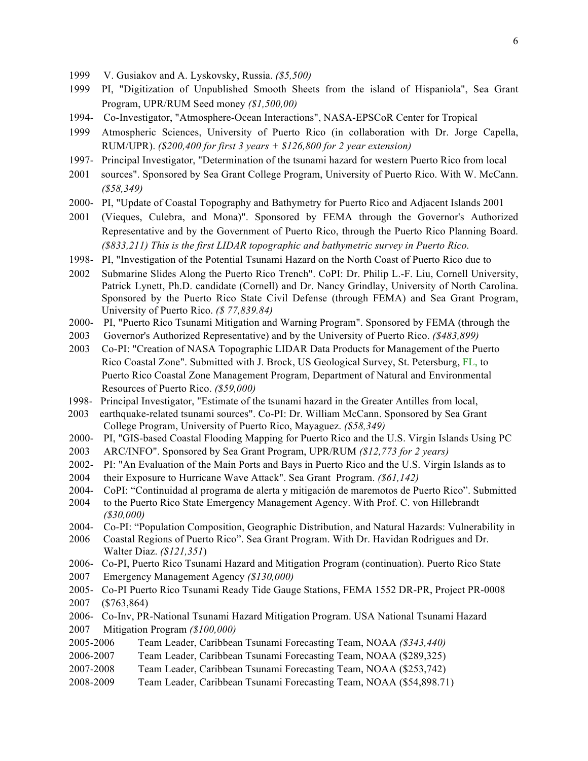1999 V. Gusiakov and A. Lyskovsky, Russia. *($5,500)*

1999 PI, "Digitization of Unpublished Smooth Sheets from the island of Hispaniola", Sea Grant Program, UPR/RUM Seed money *($1,500,00)*

1994- Co-Investigator, "Atmosphere-Ocean Interactions", NASA-EPSCoR Center for Tropical
1999 Atmospheric Sciences, University of Puerto Rico (in collaboration with Dr. Jorge Capella, RUM/UPR). *($200,400 for first 3 years + $126,800 for 2 year extension)*

1997- Principal Investigator, "Determination of the tsunami hazard for western Puerto Rico from local
2001 sources". Sponsored by Sea Grant College Program, University of Puerto Rico. With W. McCann. *($58,349)*

2000- PI, "Update of Coastal Topography and Bathymetry for Puerto Rico and Adjacent Islands 2001
2001 (Vieques, Culebra, and Mona)". Sponsored by FEMA through the Governor's Authorized Representative and by the Government of Puerto Rico, through the Puerto Rico Planning Board. *($833,211) This is the first LIDAR topographic and bathymetric survey in Puerto Rico.*

1998- PI, "Investigation of the Potential Tsunami Hazard on the North Coast of Puerto Rico due to
2002 Submarine Slides Along the Puerto Rico Trench". CoPI: Dr. Philip L.-F. Liu, Cornell University, Patrick Lynett, Ph.D. candidate (Cornell) and Dr. Nancy Grindlay, University of North Carolina. Sponsored by the Puerto Rico State Civil Defense (through FEMA) and Sea Grant Program, University of Puerto Rico. *($ 77,839.84)*

2000- PI, "Puerto Rico Tsunami Mitigation and Warning Program". Sponsored by FEMA (through the
2003 Governor's Authorized Representative) and by the University of Puerto Rico. *($483,899)*

2003 Co-PI: "Creation of NASA Topographic LIDAR Data Products for Management of the Puerto Rico Coastal Zone". Submitted with J. Brock, US Geological Survey, St. Petersburg, FL, to Puerto Rico Coastal Zone Management Program, Department of Natural and Environmental Resources of Puerto Rico. *($59,000)*

1998- Principal Investigator, "Estimate of the tsunami hazard in the Greater Antilles from local,
2003 earthquake-related tsunami sources". Co-PI: Dr. William McCann. Sponsored by Sea Grant College Program, University of Puerto Rico, Mayaguez. *($58,349)*

2000- PI, "GIS-based Coastal Flooding Mapping for Puerto Rico and the U.S. Virgin Islands Using PC
2003 ARC/INFO". Sponsored by Sea Grant Program, UPR/RUM *($12,773 for 2 years)*

2002- PI: "An Evaluation of the Main Ports and Bays in Puerto Rico and the U.S. Virgin Islands as to
2004 their Exposure to Hurricane Wave Attack". Sea Grant Program. *($61,142)*

2004- CoPI: "Continuidad al programa de alerta y mitigación de maremotos de Puerto Rico". Submitted
2004 to the Puerto Rico State Emergency Management Agency. With Prof. C. von Hillebrandt *($30,000)*

2004- Co-PI: "Population Composition, Geographic Distribution, and Natural Hazards: Vulnerability in
2006 Coastal Regions of Puerto Rico". Sea Grant Program. With Dr. Havidan Rodrigues and Dr. Walter Diaz. *($121,351)*

2006- Co-PI, Puerto Rico Tsunami Hazard and Mitigation Program (continuation). Puerto Rico State
2007 Emergency Management Agency *($130,000)*

2005- Co-PI Puerto Rico Tsunami Ready Tide Gauge Stations, FEMA 1552 DR-PR, Project PR-0008
2007 ($763,864)

2006- Co-Inv, PR-National Tsunami Hazard Mitigation Program. USA National Tsunami Hazard
2007 Mitigation Program *($100,000)*

2005-2006 Team Leader, Caribbean Tsunami Forecasting Team, NOAA *($343,440)*

2006-2007 Team Leader, Caribbean Tsunami Forecasting Team, NOAA ($289,325)

2007-2008 Team Leader, Caribbean Tsunami Forecasting Team, NOAA ($253,742)

2008-2009 Team Leader, Caribbean Tsunami Forecasting Team, NOAA ($54,898.71)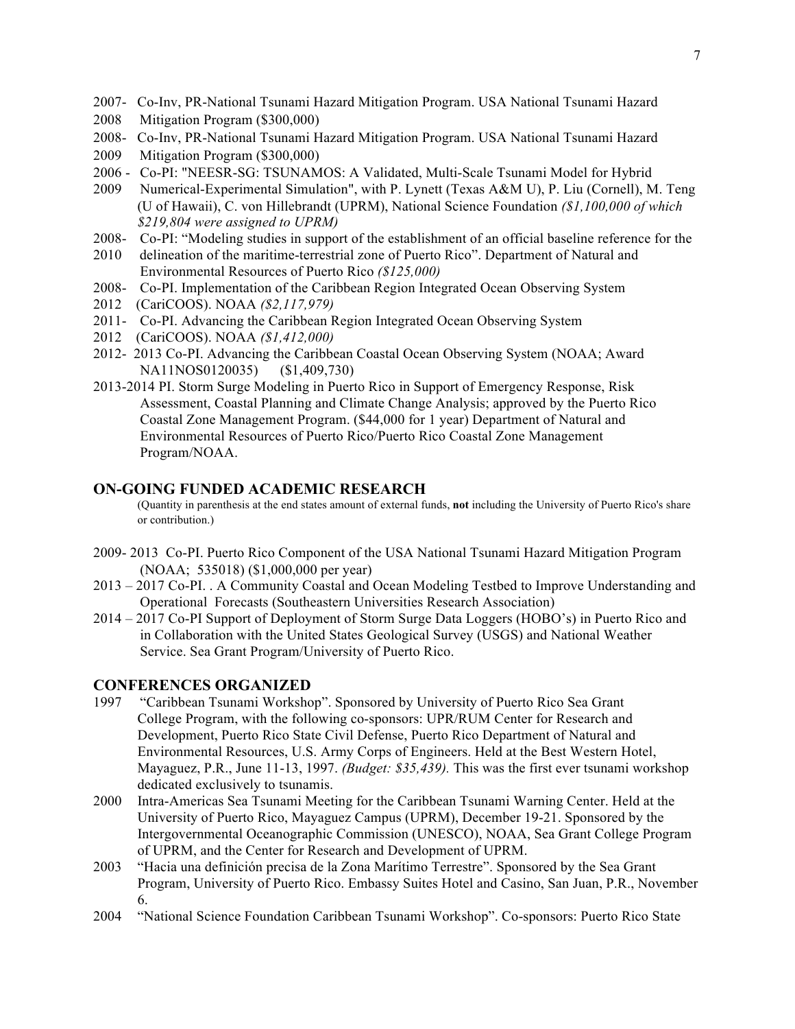2007- 2008 Co-Inv, PR-National Tsunami Hazard Mitigation Program. USA National Tsunami Hazard Mitigation Program ($300,000)

2008- 2009 Co-Inv, PR-National Tsunami Hazard Mitigation Program. USA National Tsunami Hazard Mitigation Program ($300,000)

2006 - 2009 Co-PI: "NEESR-SG: TSUNAMOS: A Validated, Multi-Scale Tsunami Model for Hybrid Numerical-Experimental Simulation", with P. Lynett (Texas A&M U), P. Liu (Cornell), M. Teng (U of Hawaii), C. von Hillebrandt (UPRM), National Science Foundation *($1,100,000 of which $219,804 were assigned to UPRM)*

2008- 2010 Co-PI: "Modeling studies in support of the establishment of an official baseline reference for the delineation of the maritime-terrestrial zone of Puerto Rico". Department of Natural and Environmental Resources of Puerto Rico *($125,000)*

2008- 2012 Co-PI. Implementation of the Caribbean Region Integrated Ocean Observing System (CariCOOS). NOAA *($2,117,979)*

2011- 2012 Co-PI. Advancing the Caribbean Region Integrated Ocean Observing System (CariCOOS). NOAA *($1,412,000)*

2012- 2013 Co-PI. Advancing the Caribbean Coastal Ocean Observing System (NOAA; Award NA11NOS0120035) ($1,409,730)

2013-2014 PI. Storm Surge Modeling in Puerto Rico in Support of Emergency Response, Risk Assessment, Coastal Planning and Climate Change Analysis; approved by the Puerto Rico Coastal Zone Management Program. ($44,000 for 1 year) Department of Natural and Environmental Resources of Puerto Rico/Puerto Rico Coastal Zone Management Program/NOAA.

## ON-GOING FUNDED ACADEMIC RESEARCH

(Quantity in parenthesis at the end states amount of external funds, **not** including the University of Puerto Rico's share or contribution.)

2009- 2013 Co-PI. Puerto Rico Component of the USA National Tsunami Hazard Mitigation Program (NOAA; 535018) ($1,000,000 per year)

2013 – 2017 Co-PI. . A Community Coastal and Ocean Modeling Testbed to Improve Understanding and Operational Forecasts (Southeastern Universities Research Association)

2014 – 2017 Co-PI Support of Deployment of Storm Surge Data Loggers (HOBO's) in Puerto Rico and in Collaboration with the United States Geological Survey (USGS) and National Weather Service. Sea Grant Program/University of Puerto Rico.

## CONFERENCES ORGANIZED

1997 "Caribbean Tsunami Workshop". Sponsored by University of Puerto Rico Sea Grant College Program, with the following co-sponsors: UPR/RUM Center for Research and Development, Puerto Rico State Civil Defense, Puerto Rico Department of Natural and Environmental Resources, U.S. Army Corps of Engineers. Held at the Best Western Hotel, Mayaguez, P.R., June 11-13, 1997. *(Budget: $35,439).* This was the first ever tsunami workshop dedicated exclusively to tsunamis.

2000 Intra-Americas Sea Tsunami Meeting for the Caribbean Tsunami Warning Center. Held at the University of Puerto Rico, Mayaguez Campus (UPRM), December 19-21. Sponsored by the Intergovernmental Oceanographic Commission (UNESCO), NOAA, Sea Grant College Program of UPRM, and the Center for Research and Development of UPRM.

2003 "Hacia una definición precisa de la Zona Marítimo Terrestre". Sponsored by the Sea Grant Program, University of Puerto Rico. Embassy Suites Hotel and Casino, San Juan, P.R., November 6.

2004 "National Science Foundation Caribbean Tsunami Workshop". Co-sponsors: Puerto Rico State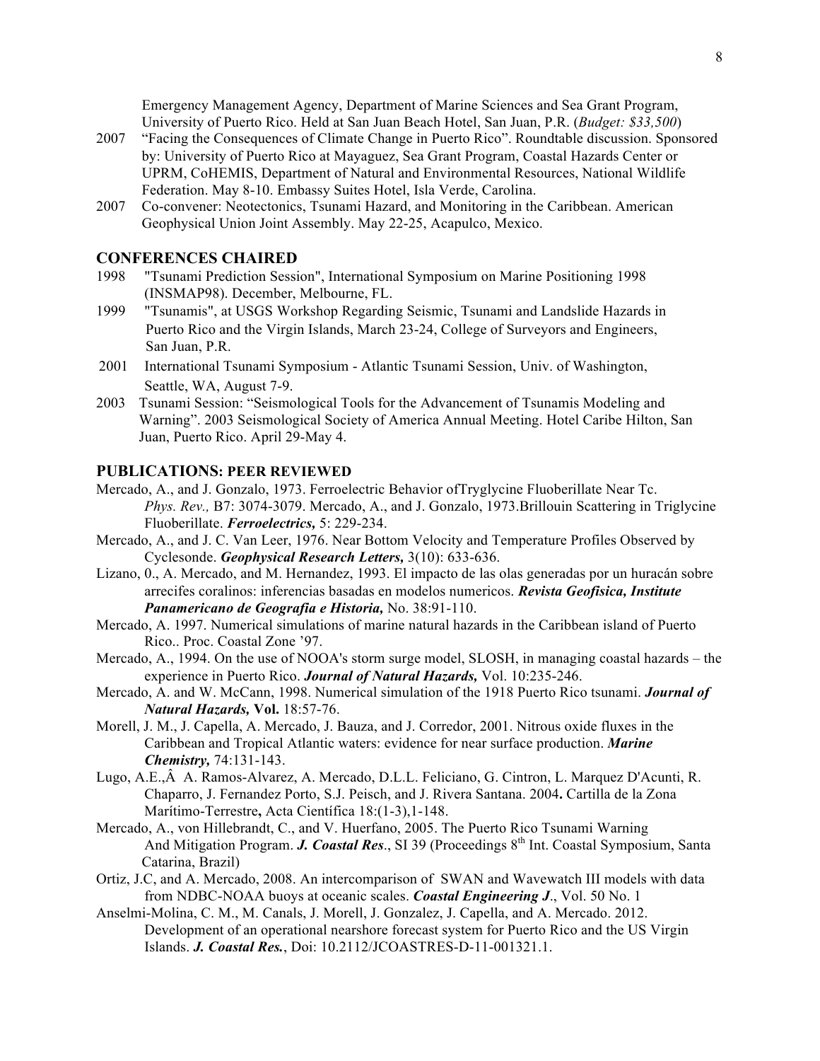Emergency Management Agency, Department of Marine Sciences and Sea Grant Program, University of Puerto Rico. Held at San Juan Beach Hotel, San Juan, P.R. (*Budget: $33,500*)

2007 "Facing the Consequences of Climate Change in Puerto Rico". Roundtable discussion. Sponsored by: University of Puerto Rico at Mayaguez, Sea Grant Program, Coastal Hazards Center or UPRM, CoHEMIS, Department of Natural and Environmental Resources, National Wildlife Federation. May 8-10. Embassy Suites Hotel, Isla Verde, Carolina.

2007 Co-convener: Neotectonics, Tsunami Hazard, and Monitoring in the Caribbean. American Geophysical Union Joint Assembly. May 22-25, Acapulco, Mexico.

## CONFERENCES CHAIRED

1998 "Tsunami Prediction Session", International Symposium on Marine Positioning 1998 (INSMAP98). December, Melbourne, FL.

1999 "Tsunamis", at USGS Workshop Regarding Seismic, Tsunami and Landslide Hazards in Puerto Rico and the Virgin Islands, March 23-24, College of Surveyors and Engineers, San Juan, P.R.

2001 International Tsunami Symposium - Atlantic Tsunami Session, Univ. of Washington, Seattle, WA, August 7-9.

2003 Tsunami Session: "Seismological Tools for the Advancement of Tsunamis Modeling and Warning". 2003 Seismological Society of America Annual Meeting. Hotel Caribe Hilton, San Juan, Puerto Rico. April 29-May 4.

## PUBLICATIONS: PEER REVIEWED

Mercado, A., and J. Gonzalo, 1973. Ferroelectric Behavior ofTryglycine Fluoberillate Near Tc. *Phys. Rev.,* B7: 3074-3079. Mercado, A., and J. Gonzalo, 1973.Brillouin Scattering in Triglycine Fluoberillate. ***Ferroelectrics,*** 5: 229-234.

Mercado, A., and J. C. Van Leer, 1976. Near Bottom Velocity and Temperature Profiles Observed by Cyclesonde. ***Geophysical Research Letters,*** 3(10): 633-636.

Lizano, 0., A. Mercado, and M. Hernandez, 1993. El impacto de las olas generadas por un huracán sobre arrecifes coralinos: inferencias basadas en modelos numericos. ***Revista Geofisica, Institute Panamericano de Geografia e Historia,*** No. 38:91-110.

Mercado, A. 1997. Numerical simulations of marine natural hazards in the Caribbean island of Puerto Rico.. Proc. Coastal Zone '97.

Mercado, A., 1994. On the use of NOOA's storm surge model, SLOSH, in managing coastal hazards – the experience in Puerto Rico. ***Journal of Natural Hazards,*** Vol. 10:235-246.

Mercado, A. and W. McCann, 1998. Numerical simulation of the 1918 Puerto Rico tsunami. ***Journal of Natural Hazards,* Vol.** 18:57-76.

Morell, J. M., J. Capella, A. Mercado, J. Bauza, and J. Corredor, 2001. Nitrous oxide fluxes in the Caribbean and Tropical Atlantic waters: evidence for near surface production. ***Marine Chemistry,*** 74:131-143.

Lugo, A.E.,Â A. Ramos-Alvarez, A. Mercado, D.L.L. Feliciano, G. Cintron, L. Marquez D'Acunti, R. Chaparro, J. Fernandez Porto, S.J. Peisch, and J. Rivera Santana. 2004**.** Cartilla de la Zona Marítimo-Terrestre**,** Acta Científica 18:(1-3),1-148.

Mercado, A., von Hillebrandt, C., and V. Huerfano, 2005. The Puerto Rico Tsunami Warning And Mitigation Program. ***J. Coastal Res***., SI 39 (Proceedings 8th Int. Coastal Symposium, Santa Catarina, Brazil)

Ortiz, J.C, and A. Mercado, 2008. An intercomparison of SWAN and Wavewatch III models with data from NDBC-NOAA buoys at oceanic scales. ***Coastal Engineering J***., Vol. 50 No. 1

Anselmi-Molina, C. M., M. Canals, J. Morell, J. Gonzalez, J. Capella, and A. Mercado. 2012. Development of an operational nearshore forecast system for Puerto Rico and the US Virgin Islands. ***J. Coastal Res.***, Doi: 10.2112/JCOASTRES-D-11-001321.1.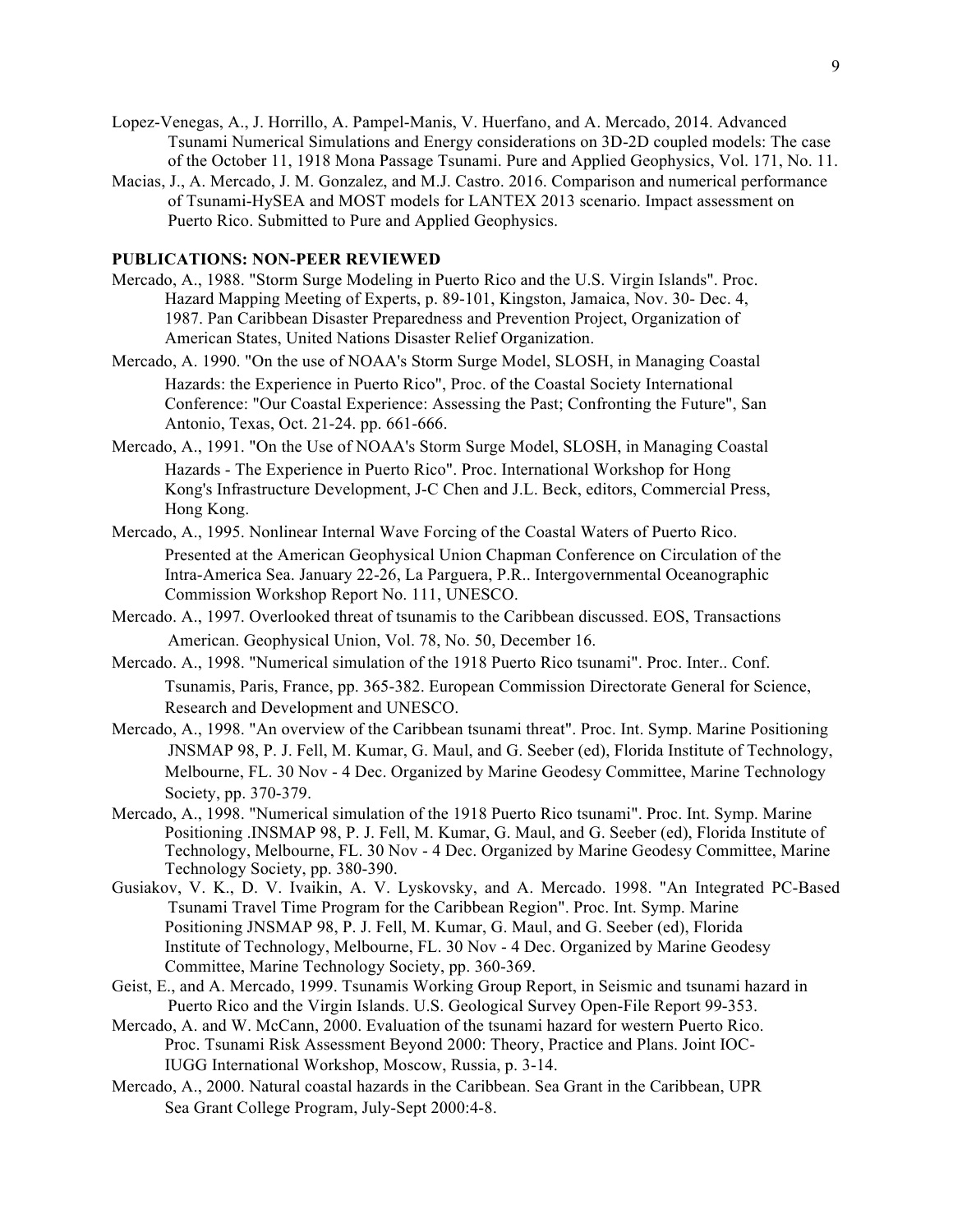Lopez-Venegas, A., J. Horrillo, A. Pampel-Manis, V. Huerfano, and A. Mercado, 2014. Advanced Tsunami Numerical Simulations and Energy considerations on 3D-2D coupled models: The case of the October 11, 1918 Mona Passage Tsunami. Pure and Applied Geophysics, Vol. 171, No. 11.

Macias, J., A. Mercado, J. M. Gonzalez, and M.J. Castro. 2016. Comparison and numerical performance of Tsunami-HySEA and MOST models for LANTEX 2013 scenario. Impact assessment on Puerto Rico. Submitted to Pure and Applied Geophysics.

**PUBLICATIONS: NON-PEER REVIEWED**

Mercado, A., 1988. "Storm Surge Modeling in Puerto Rico and the U.S. Virgin Islands". Proc. Hazard Mapping Meeting of Experts, p. 89-101, Kingston, Jamaica, Nov. 30- Dec. 4, 1987. Pan Caribbean Disaster Preparedness and Prevention Project, Organization of American States, United Nations Disaster Relief Organization.

Mercado, A. 1990. "On the use of NOAA's Storm Surge Model, SLOSH, in Managing Coastal Hazards: the Experience in Puerto Rico", Proc. of the Coastal Society International Conference: "Our Coastal Experience: Assessing the Past; Confronting the Future", San Antonio, Texas, Oct. 21-24. pp. 661-666.

Mercado, A., 1991. "On the Use of NOAA's Storm Surge Model, SLOSH, in Managing Coastal Hazards - The Experience in Puerto Rico". Proc. International Workshop for Hong Kong's Infrastructure Development, J-C Chen and J.L. Beck, editors, Commercial Press, Hong Kong.

Mercado, A., 1995. Nonlinear Internal Wave Forcing of the Coastal Waters of Puerto Rico. Presented at the American Geophysical Union Chapman Conference on Circulation of the Intra-America Sea. January 22-26, La Parguera, P.R.. Intergovernmental Oceanographic Commission Workshop Report No. 111, UNESCO.

Mercado. A., 1997. Overlooked threat of tsunamis to the Caribbean discussed. EOS, Transactions American. Geophysical Union, Vol. 78, No. 50, December 16.

Mercado. A., 1998. "Numerical simulation of the 1918 Puerto Rico tsunami". Proc. Inter.. Conf. Tsunamis, Paris, France, pp. 365-382. European Commission Directorate General for Science, Research and Development and UNESCO.

Mercado, A., 1998. "An overview of the Caribbean tsunami threat". Proc. Int. Symp. Marine Positioning JNSMAP 98, P. J. Fell, M. Kumar, G. Maul, and G. Seeber (ed), Florida Institute of Technology, Melbourne, FL. 30 Nov - 4 Dec. Organized by Marine Geodesy Committee, Marine Technology Society, pp. 370-379.

Mercado, A., 1998. "Numerical simulation of the 1918 Puerto Rico tsunami". Proc. Int. Symp. Marine Positioning .INSMAP 98, P. J. Fell, M. Kumar, G. Maul, and G. Seeber (ed), Florida Institute of Technology, Melbourne, FL. 30 Nov - 4 Dec. Organized by Marine Geodesy Committee, Marine Technology Society, pp. 380-390.

Gusiakov, V. K., D. V. Ivaikin, A. V. Lyskovsky, and A. Mercado. 1998. "An Integrated PC-Based Tsunami Travel Time Program for the Caribbean Region". Proc. Int. Symp. Marine Positioning JNSMAP 98, P. J. Fell, M. Kumar, G. Maul, and G. Seeber (ed), Florida Institute of Technology, Melbourne, FL. 30 Nov - 4 Dec. Organized by Marine Geodesy Committee, Marine Technology Society, pp. 360-369.

Geist, E., and A. Mercado, 1999. Tsunamis Working Group Report, in Seismic and tsunami hazard in Puerto Rico and the Virgin Islands. U.S. Geological Survey Open-File Report 99-353.

Mercado, A. and W. McCann, 2000. Evaluation of the tsunami hazard for western Puerto Rico. Proc. Tsunami Risk Assessment Beyond 2000: Theory, Practice and Plans. Joint IOC-IUGG International Workshop, Moscow, Russia, p. 3-14.

Mercado, A., 2000. Natural coastal hazards in the Caribbean. Sea Grant in the Caribbean, UPR Sea Grant College Program, July-Sept 2000:4-8.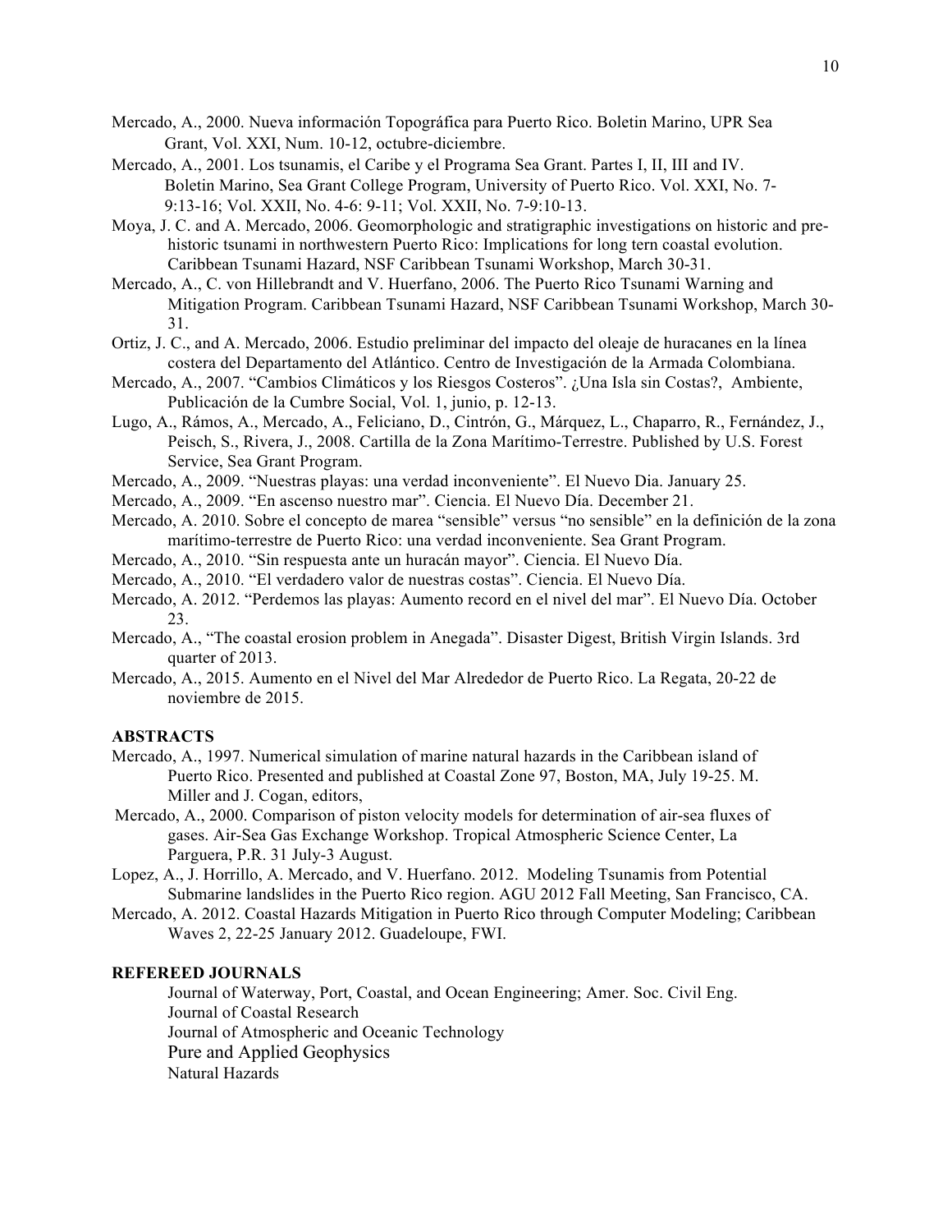Mercado, A., 2000. Nueva información Topográfica para Puerto Rico. Boletin Marino, UPR Sea Grant, Vol. XXI, Num. 10-12, octubre-diciembre.

Mercado, A., 2001. Los tsunamis, el Caribe y el Programa Sea Grant. Partes I, II, III and IV. Boletin Marino, Sea Grant College Program, University of Puerto Rico. Vol. XXI, No. 7-9:13-16; Vol. XXII, No. 4-6: 9-11; Vol. XXII, No. 7-9:10-13.

Moya, J. C. and A. Mercado, 2006. Geomorphologic and stratigraphic investigations on historic and pre-historic tsunami in northwestern Puerto Rico: Implications for long tern coastal evolution. Caribbean Tsunami Hazard, NSF Caribbean Tsunami Workshop, March 30-31.

Mercado, A., C. von Hillebrandt and V. Huerfano, 2006. The Puerto Rico Tsunami Warning and Mitigation Program. Caribbean Tsunami Hazard, NSF Caribbean Tsunami Workshop, March 30-31.

Ortiz, J. C., and A. Mercado, 2006. Estudio preliminar del impacto del oleaje de huracanes en la línea costera del Departamento del Atlántico. Centro de Investigación de la Armada Colombiana.

Mercado, A., 2007. "Cambios Climáticos y los Riesgos Costeros". ¿Una Isla sin Costas?, Ambiente, Publicación de la Cumbre Social, Vol. 1, junio, p. 12-13.

Lugo, A., Rámos, A., Mercado, A., Feliciano, D., Cintrón, G., Márquez, L., Chaparro, R., Fernández, J., Peisch, S., Rivera, J., 2008. Cartilla de la Zona Marítimo-Terrestre. Published by U.S. Forest Service, Sea Grant Program.

Mercado, A., 2009. "Nuestras playas: una verdad inconveniente". El Nuevo Dia. January 25.

Mercado, A., 2009. "En ascenso nuestro mar". Ciencia. El Nuevo Día. December 21.

Mercado, A. 2010. Sobre el concepto de marea "sensible" versus "no sensible" en la definición de la zona marítimo-terrestre de Puerto Rico: una verdad inconveniente. Sea Grant Program.

Mercado, A., 2010. "Sin respuesta ante un huracán mayor". Ciencia. El Nuevo Día.

Mercado, A., 2010. "El verdadero valor de nuestras costas". Ciencia. El Nuevo Día.

Mercado, A. 2012. "Perdemos las playas: Aumento record en el nivel del mar". El Nuevo Día. October 23.

Mercado, A., "The coastal erosion problem in Anegada". Disaster Digest, British Virgin Islands. 3rd quarter of 2013.

Mercado, A., 2015. Aumento en el Nivel del Mar Alrededor de Puerto Rico. La Regata, 20-22 de noviembre de 2015.

**ABSTRACTS**

Mercado, A., 1997. Numerical simulation of marine natural hazards in the Caribbean island of Puerto Rico. Presented and published at Coastal Zone 97, Boston, MA, July 19-25. M. Miller and J. Cogan, editors,

Mercado, A., 2000. Comparison of piston velocity models for determination of air-sea fluxes of gases. Air-Sea Gas Exchange Workshop. Tropical Atmospheric Science Center, La Parguera, P.R. 31 July-3 August.

Lopez, A., J. Horrillo, A. Mercado, and V. Huerfano. 2012. Modeling Tsunamis from Potential Submarine landslides in the Puerto Rico region. AGU 2012 Fall Meeting, San Francisco, CA.

Mercado, A. 2012. Coastal Hazards Mitigation in Puerto Rico through Computer Modeling; Caribbean Waves 2, 22-25 January 2012. Guadeloupe, FWI.

**REFEREED JOURNALS**

Journal of Waterway, Port, Coastal, and Ocean Engineering; Amer. Soc. Civil Eng.
Journal of Coastal Research
Journal of Atmospheric and Oceanic Technology
Pure and Applied Geophysics
Natural Hazards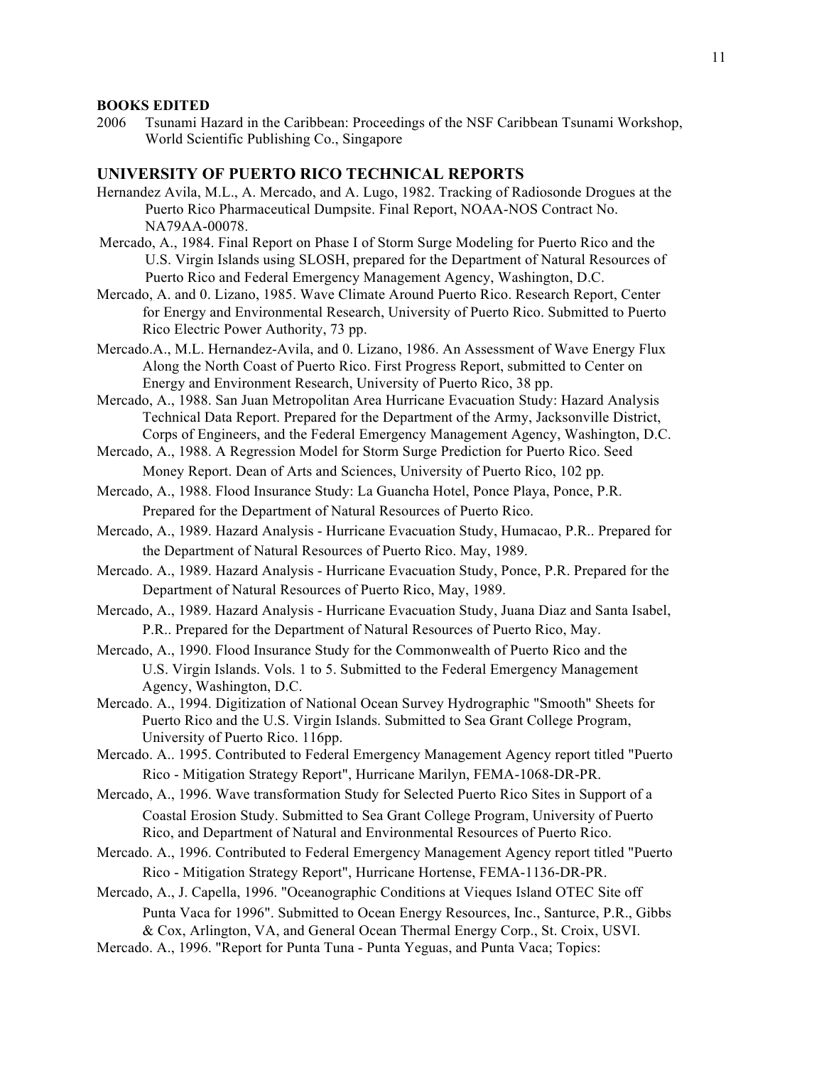**BOOKS EDITED**

2006 Tsunami Hazard in the Caribbean: Proceedings of the NSF Caribbean Tsunami Workshop, World Scientific Publishing Co., Singapore

## UNIVERSITY OF PUERTO RICO TECHNICAL REPORTS

Hernandez Avila, M.L., A. Mercado, and A. Lugo, 1982. Tracking of Radiosonde Drogues at the Puerto Rico Pharmaceutical Dumpsite. Final Report, NOAA-NOS Contract No. NA79AA-00078.

Mercado, A., 1984. Final Report on Phase I of Storm Surge Modeling for Puerto Rico and the U.S. Virgin Islands using SLOSH, prepared for the Department of Natural Resources of Puerto Rico and Federal Emergency Management Agency, Washington, D.C.

Mercado, A. and 0. Lizano, 1985. Wave Climate Around Puerto Rico. Research Report, Center for Energy and Environmental Research, University of Puerto Rico. Submitted to Puerto Rico Electric Power Authority, 73 pp.

Mercado.A., M.L. Hernandez-Avila, and 0. Lizano, 1986. An Assessment of Wave Energy Flux Along the North Coast of Puerto Rico. First Progress Report, submitted to Center on Energy and Environment Research, University of Puerto Rico, 38 pp.

Mercado, A., 1988. San Juan Metropolitan Area Hurricane Evacuation Study: Hazard Analysis Technical Data Report. Prepared for the Department of the Army, Jacksonville District, Corps of Engineers, and the Federal Emergency Management Agency, Washington, D.C.

Mercado, A., 1988. A Regression Model for Storm Surge Prediction for Puerto Rico. Seed Money Report. Dean of Arts and Sciences, University of Puerto Rico, 102 pp.

Mercado, A., 1988. Flood Insurance Study: La Guancha Hotel, Ponce Playa, Ponce, P.R. Prepared for the Department of Natural Resources of Puerto Rico.

Mercado, A., 1989. Hazard Analysis - Hurricane Evacuation Study, Humacao, P.R.. Prepared for the Department of Natural Resources of Puerto Rico. May, 1989.

Mercado. A., 1989. Hazard Analysis - Hurricane Evacuation Study, Ponce, P.R. Prepared for the Department of Natural Resources of Puerto Rico, May, 1989.

Mercado, A., 1989. Hazard Analysis - Hurricane Evacuation Study, Juana Diaz and Santa Isabel, P.R.. Prepared for the Department of Natural Resources of Puerto Rico, May.

Mercado, A., 1990. Flood Insurance Study for the Commonwealth of Puerto Rico and the U.S. Virgin Islands. Vols. 1 to 5. Submitted to the Federal Emergency Management Agency, Washington, D.C.

Mercado. A., 1994. Digitization of National Ocean Survey Hydrographic "Smooth" Sheets for Puerto Rico and the U.S. Virgin Islands. Submitted to Sea Grant College Program, University of Puerto Rico. 116pp.

Mercado. A.. 1995. Contributed to Federal Emergency Management Agency report titled "Puerto Rico - Mitigation Strategy Report", Hurricane Marilyn, FEMA-1068-DR-PR.

Mercado, A., 1996. Wave transformation Study for Selected Puerto Rico Sites in Support of a Coastal Erosion Study. Submitted to Sea Grant College Program, University of Puerto Rico, and Department of Natural and Environmental Resources of Puerto Rico.

Mercado. A., 1996. Contributed to Federal Emergency Management Agency report titled "Puerto Rico - Mitigation Strategy Report", Hurricane Hortense, FEMA-1136-DR-PR.

Mercado, A., J. Capella, 1996. "Oceanographic Conditions at Vieques Island OTEC Site off Punta Vaca for 1996". Submitted to Ocean Energy Resources, Inc., Santurce, P.R., Gibbs & Cox, Arlington, VA, and General Ocean Thermal Energy Corp., St. Croix, USVI.

Mercado. A., 1996. "Report for Punta Tuna - Punta Yeguas, and Punta Vaca; Topics: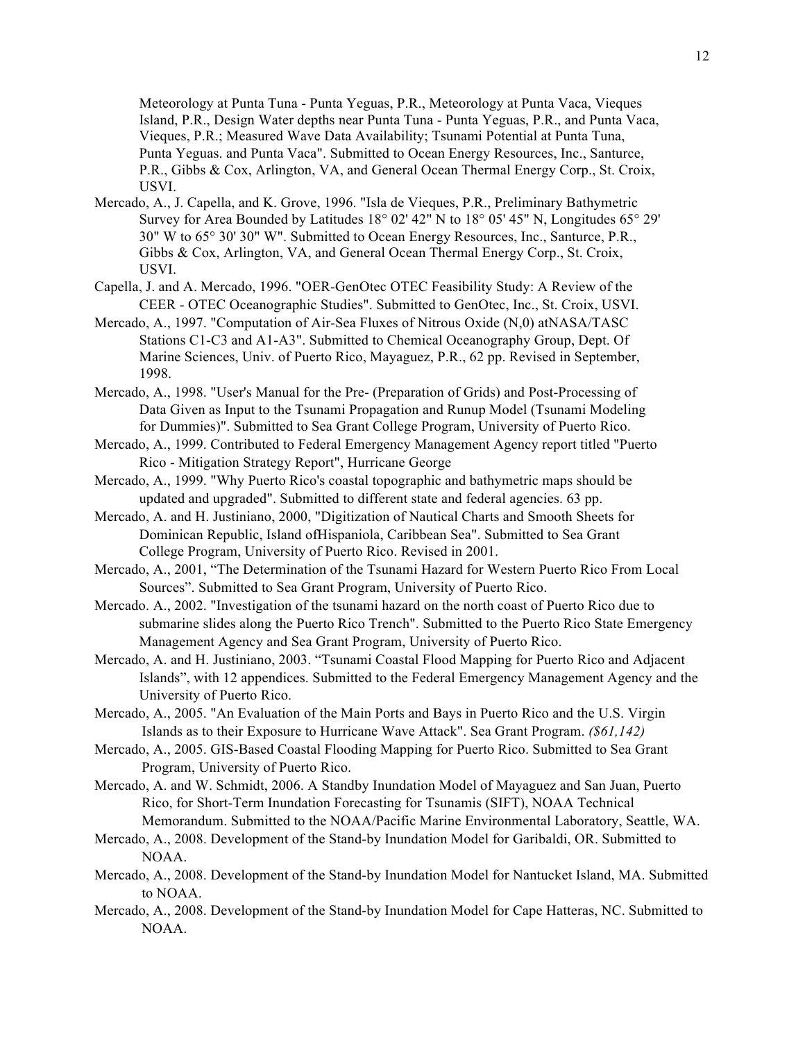Meteorology at Punta Tuna - Punta Yeguas, P.R., Meteorology at Punta Vaca, Vieques Island, P.R., Design Water depths near Punta Tuna - Punta Yeguas, P.R., and Punta Vaca, Vieques, P.R.; Measured Wave Data Availability; Tsunami Potential at Punta Tuna, Punta Yeguas. and Punta Vaca". Submitted to Ocean Energy Resources, Inc., Santurce, P.R., Gibbs & Cox, Arlington, VA, and General Ocean Thermal Energy Corp., St. Croix, USVI.

Mercado, A., J. Capella, and K. Grove, 1996. "Isla de Vieques, P.R., Preliminary Bathymetric Survey for Area Bounded by Latitudes 18° 02' 42" N to 18° 05' 45" N, Longitudes 65° 29' 30" W to 65° 30' 30" W". Submitted to Ocean Energy Resources, Inc., Santurce, P.R., Gibbs & Cox, Arlington, VA, and General Ocean Thermal Energy Corp., St. Croix, USVI.

Capella, J. and A. Mercado, 1996. "OER-GenOtec OTEC Feasibility Study: A Review of the CEER - OTEC Oceanographic Studies". Submitted to GenOtec, Inc., St. Croix, USVI.

Mercado, A., 1997. "Computation of Air-Sea Fluxes of Nitrous Oxide (N,0) atNASA/TASC Stations C1-C3 and A1-A3". Submitted to Chemical Oceanography Group, Dept. Of Marine Sciences, Univ. of Puerto Rico, Mayaguez, P.R., 62 pp. Revised in September, 1998.

Mercado, A., 1998. "User's Manual for the Pre- (Preparation of Grids) and Post-Processing of Data Given as Input to the Tsunami Propagation and Runup Model (Tsunami Modeling for Dummies)". Submitted to Sea Grant College Program, University of Puerto Rico.

Mercado, A., 1999. Contributed to Federal Emergency Management Agency report titled "Puerto Rico - Mitigation Strategy Report", Hurricane George

Mercado, A., 1999. "Why Puerto Rico's coastal topographic and bathymetric maps should be updated and upgraded". Submitted to different state and federal agencies. 63 pp.

Mercado, A. and H. Justiniano, 2000, "Digitization of Nautical Charts and Smooth Sheets for Dominican Republic, Island ofHispaniola, Caribbean Sea". Submitted to Sea Grant College Program, University of Puerto Rico. Revised in 2001.

Mercado, A., 2001, "The Determination of the Tsunami Hazard for Western Puerto Rico From Local Sources". Submitted to Sea Grant Program, University of Puerto Rico.

Mercado. A., 2002. "Investigation of the tsunami hazard on the north coast of Puerto Rico due to submarine slides along the Puerto Rico Trench". Submitted to the Puerto Rico State Emergency Management Agency and Sea Grant Program, University of Puerto Rico.

Mercado, A. and H. Justiniano, 2003. "Tsunami Coastal Flood Mapping for Puerto Rico and Adjacent Islands", with 12 appendices. Submitted to the Federal Emergency Management Agency and the University of Puerto Rico.

Mercado, A., 2005. "An Evaluation of the Main Ports and Bays in Puerto Rico and the U.S. Virgin Islands as to their Exposure to Hurricane Wave Attack". Sea Grant Program. *($61,142)*

Mercado, A., 2005. GIS-Based Coastal Flooding Mapping for Puerto Rico. Submitted to Sea Grant Program, University of Puerto Rico.

Mercado, A. and W. Schmidt, 2006. A Standby Inundation Model of Mayaguez and San Juan, Puerto Rico, for Short-Term Inundation Forecasting for Tsunamis (SIFT), NOAA Technical Memorandum. Submitted to the NOAA/Pacific Marine Environmental Laboratory, Seattle, WA.

Mercado, A., 2008. Development of the Stand-by Inundation Model for Garibaldi, OR. Submitted to NOAA.

Mercado, A., 2008. Development of the Stand-by Inundation Model for Nantucket Island, MA. Submitted to NOAA.

Mercado, A., 2008. Development of the Stand-by Inundation Model for Cape Hatteras, NC. Submitted to NOAA.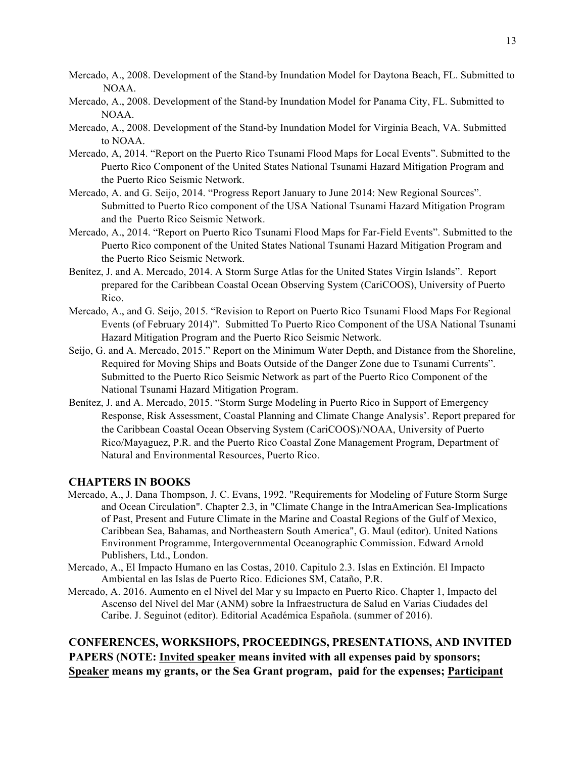Mercado, A., 2008. Development of the Stand-by Inundation Model for Daytona Beach, FL. Submitted to NOAA.

Mercado, A., 2008. Development of the Stand-by Inundation Model for Panama City, FL. Submitted to NOAA.

Mercado, A., 2008. Development of the Stand-by Inundation Model for Virginia Beach, VA. Submitted to NOAA.

Mercado, A, 2014. "Report on the Puerto Rico Tsunami Flood Maps for Local Events". Submitted to the Puerto Rico Component of the United States National Tsunami Hazard Mitigation Program and the Puerto Rico Seismic Network.

Mercado, A. and G. Seijo, 2014. "Progress Report January to June 2014: New Regional Sources". Submitted to Puerto Rico component of the USA National Tsunami Hazard Mitigation Program and the Puerto Rico Seismic Network.

Mercado, A., 2014. "Report on Puerto Rico Tsunami Flood Maps for Far-Field Events". Submitted to the Puerto Rico component of the United States National Tsunami Hazard Mitigation Program and the Puerto Rico Seismic Network.

Benítez, J. and A. Mercado, 2014. A Storm Surge Atlas for the United States Virgin Islands". Report prepared for the Caribbean Coastal Ocean Observing System (CariCOOS), University of Puerto Rico.

Mercado, A., and G. Seijo, 2015. "Revision to Report on Puerto Rico Tsunami Flood Maps For Regional Events (of February 2014)". Submitted To Puerto Rico Component of the USA National Tsunami Hazard Mitigation Program and the Puerto Rico Seismic Network.

Seijo, G. and A. Mercado, 2015." Report on the Minimum Water Depth, and Distance from the Shoreline, Required for Moving Ships and Boats Outside of the Danger Zone due to Tsunami Currents". Submitted to the Puerto Rico Seismic Network as part of the Puerto Rico Component of the National Tsunami Hazard Mitigation Program.

Benítez, J. and A. Mercado, 2015. "Storm Surge Modeling in Puerto Rico in Support of Emergency Response, Risk Assessment, Coastal Planning and Climate Change Analysis'. Report prepared for the Caribbean Coastal Ocean Observing System (CariCOOS)/NOAA, University of Puerto Rico/Mayaguez, P.R. and the Puerto Rico Coastal Zone Management Program, Department of Natural and Environmental Resources, Puerto Rico.

## CHAPTERS IN BOOKS

Mercado, A., J. Dana Thompson, J. C. Evans, 1992. "Requirements for Modeling of Future Storm Surge and Ocean Circulation". Chapter 2.3, in "Climate Change in the IntraAmerican Sea-Implications of Past, Present and Future Climate in the Marine and Coastal Regions of the Gulf of Mexico, Caribbean Sea, Bahamas, and Northeastern South America", G. Maul (editor). United Nations Environment Programme, Intergovernmental Oceanographic Commission. Edward Arnold Publishers, Ltd., London.

Mercado, A., El Impacto Humano en las Costas, 2010. Capitulo 2.3. Islas en Extinción. El Impacto Ambiental en las Islas de Puerto Rico. Ediciones SM, Cataño, P.R.

Mercado, A. 2016. Aumento en el Nivel del Mar y su Impacto en Puerto Rico. Chapter 1, Impacto del Ascenso del Nivel del Mar (ANM) sobre la Infraestructura de Salud en Varias Ciudades del Caribe. J. Seguinot (editor). Editorial Académica Española. (summer of 2016).

## CONFERENCES, WORKSHOPS, PROCEEDINGS, PRESENTATIONS, AND INVITED PAPERS (NOTE: <u>Invited speaker</u> means invited with all expenses paid by sponsors; <u>Speaker</u> means my grants, or the Sea Grant program, paid for the expenses; <u>Participant</u>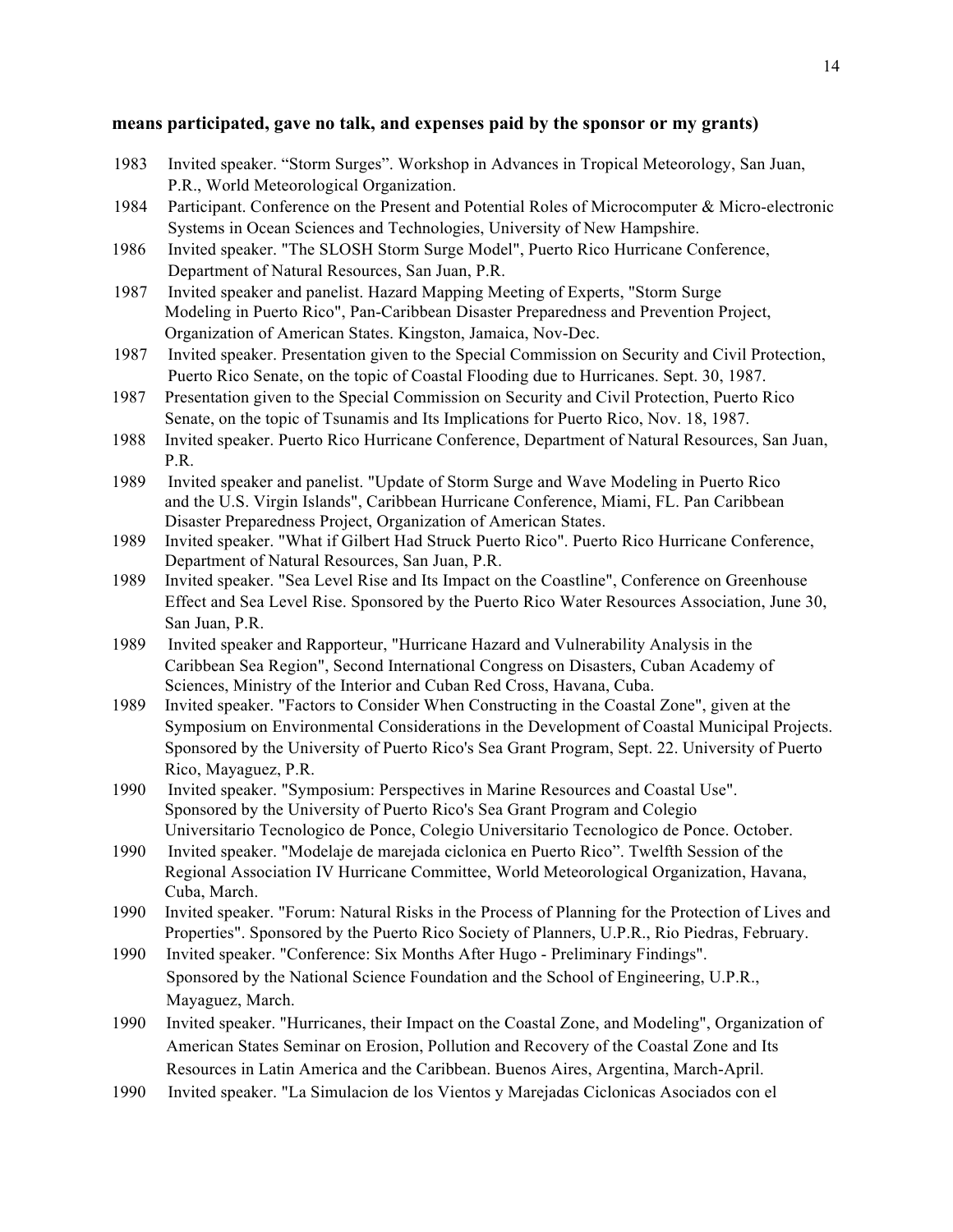**means participated, gave no talk, and expenses paid by the sponsor or my grants)**

1983 Invited speaker. "Storm Surges". Workshop in Advances in Tropical Meteorology, San Juan, P.R., World Meteorological Organization.

1984 Participant. Conference on the Present and Potential Roles of Microcomputer & Micro-electronic Systems in Ocean Sciences and Technologies, University of New Hampshire.

1986 Invited speaker. "The SLOSH Storm Surge Model", Puerto Rico Hurricane Conference, Department of Natural Resources, San Juan, P.R.

1987 Invited speaker and panelist. Hazard Mapping Meeting of Experts, "Storm Surge Modeling in Puerto Rico", Pan-Caribbean Disaster Preparedness and Prevention Project, Organization of American States. Kingston, Jamaica, Nov-Dec.

1987 Invited speaker. Presentation given to the Special Commission on Security and Civil Protection, Puerto Rico Senate, on the topic of Coastal Flooding due to Hurricanes. Sept. 30, 1987.

1987 Presentation given to the Special Commission on Security and Civil Protection, Puerto Rico Senate, on the topic of Tsunamis and Its Implications for Puerto Rico, Nov. 18, 1987.

1988 Invited speaker. Puerto Rico Hurricane Conference, Department of Natural Resources, San Juan, P.R.

1989 Invited speaker and panelist. "Update of Storm Surge and Wave Modeling in Puerto Rico and the U.S. Virgin Islands", Caribbean Hurricane Conference, Miami, FL. Pan Caribbean Disaster Preparedness Project, Organization of American States.

1989 Invited speaker. "What if Gilbert Had Struck Puerto Rico". Puerto Rico Hurricane Conference, Department of Natural Resources, San Juan, P.R.

1989 Invited speaker. "Sea Level Rise and Its Impact on the Coastline", Conference on Greenhouse Effect and Sea Level Rise. Sponsored by the Puerto Rico Water Resources Association, June 30, San Juan, P.R.

1989 Invited speaker and Rapporteur, "Hurricane Hazard and Vulnerability Analysis in the Caribbean Sea Region", Second International Congress on Disasters, Cuban Academy of Sciences, Ministry of the Interior and Cuban Red Cross, Havana, Cuba.

1989 Invited speaker. "Factors to Consider When Constructing in the Coastal Zone", given at the Symposium on Environmental Considerations in the Development of Coastal Municipal Projects. Sponsored by the University of Puerto Rico's Sea Grant Program, Sept. 22. University of Puerto Rico, Mayaguez, P.R.

1990 Invited speaker. "Symposium: Perspectives in Marine Resources and Coastal Use". Sponsored by the University of Puerto Rico's Sea Grant Program and Colegio Universitario Tecnologico de Ponce, Colegio Universitario Tecnologico de Ponce. October.

1990 Invited speaker. "Modelaje de marejada ciclonica en Puerto Rico". Twelfth Session of the Regional Association IV Hurricane Committee, World Meteorological Organization, Havana, Cuba, March.

1990 Invited speaker. "Forum: Natural Risks in the Process of Planning for the Protection of Lives and Properties". Sponsored by the Puerto Rico Society of Planners, U.P.R., Rio Piedras, February.

1990 Invited speaker. "Conference: Six Months After Hugo - Preliminary Findings". Sponsored by the National Science Foundation and the School of Engineering, U.P.R., Mayaguez, March.

1990 Invited speaker. "Hurricanes, their Impact on the Coastal Zone, and Modeling", Organization of American States Seminar on Erosion, Pollution and Recovery of the Coastal Zone and Its Resources in Latin America and the Caribbean. Buenos Aires, Argentina, March-April.

1990 Invited speaker. "La Simulacion de los Vientos y Marejadas Ciclonicas Asociados con el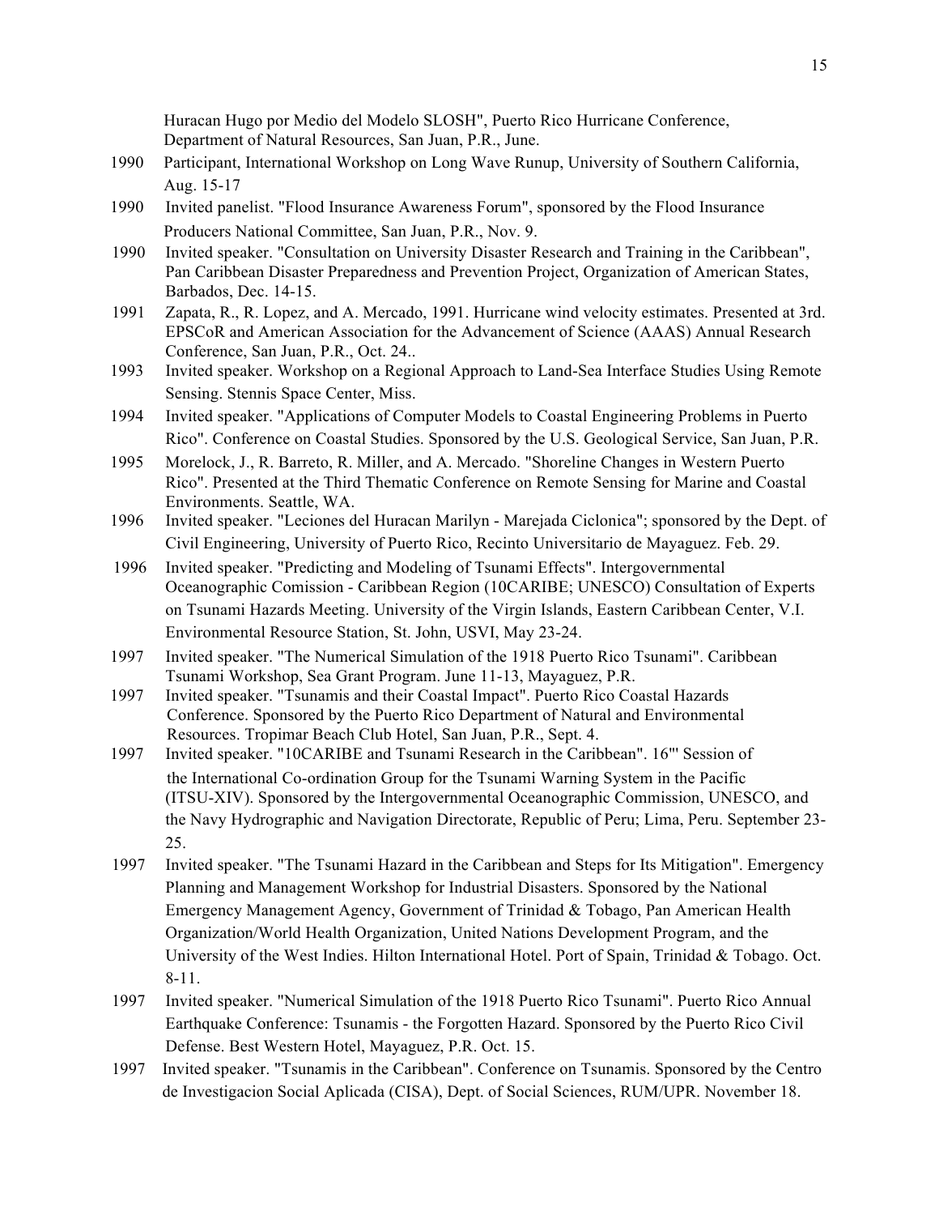Huracan Hugo por Medio del Modelo SLOSH", Puerto Rico Hurricane Conference, Department of Natural Resources, San Juan, P.R., June.

1990 Participant, International Workshop on Long Wave Runup, University of Southern California, Aug. 15-17

1990 Invited panelist. "Flood Insurance Awareness Forum", sponsored by the Flood Insurance Producers National Committee, San Juan, P.R., Nov. 9.

1990 Invited speaker. "Consultation on University Disaster Research and Training in the Caribbean", Pan Caribbean Disaster Preparedness and Prevention Project, Organization of American States, Barbados, Dec. 14-15.

1991 Zapata, R., R. Lopez, and A. Mercado, 1991. Hurricane wind velocity estimates. Presented at 3rd. EPSCoR and American Association for the Advancement of Science (AAAS) Annual Research Conference, San Juan, P.R., Oct. 24..

1993 Invited speaker. Workshop on a Regional Approach to Land-Sea Interface Studies Using Remote Sensing. Stennis Space Center, Miss.

1994 Invited speaker. "Applications of Computer Models to Coastal Engineering Problems in Puerto Rico". Conference on Coastal Studies. Sponsored by the U.S. Geological Service, San Juan, P.R.

1995 Morelock, J., R. Barreto, R. Miller, and A. Mercado. "Shoreline Changes in Western Puerto Rico". Presented at the Third Thematic Conference on Remote Sensing for Marine and Coastal Environments. Seattle, WA.

1996 Invited speaker. "Leciones del Huracan Marilyn - Marejada Ciclonica"; sponsored by the Dept. of Civil Engineering, University of Puerto Rico, Recinto Universitario de Mayaguez. Feb. 29.

1996 Invited speaker. "Predicting and Modeling of Tsunami Effects". Intergovernmental Oceanographic Comission - Caribbean Region (10CARIBE; UNESCO) Consultation of Experts on Tsunami Hazards Meeting. University of the Virgin Islands, Eastern Caribbean Center, V.I. Environmental Resource Station, St. John, USVI, May 23-24.

1997 Invited speaker. "The Numerical Simulation of the 1918 Puerto Rico Tsunami". Caribbean Tsunami Workshop, Sea Grant Program. June 11-13, Mayaguez, P.R.

1997 Invited speaker. "Tsunamis and their Coastal Impact". Puerto Rico Coastal Hazards Conference. Sponsored by the Puerto Rico Department of Natural and Environmental Resources. Tropimar Beach Club Hotel, San Juan, P.R., Sept. 4.

1997 Invited speaker. "10CARIBE and Tsunami Research in the Caribbean". 16"' Session of the International Co-ordination Group for the Tsunami Warning System in the Pacific (ITSU-XIV). Sponsored by the Intergovernmental Oceanographic Commission, UNESCO, and the Navy Hydrographic and Navigation Directorate, Republic of Peru; Lima, Peru. September 23-25.

1997 Invited speaker. "The Tsunami Hazard in the Caribbean and Steps for Its Mitigation". Emergency Planning and Management Workshop for Industrial Disasters. Sponsored by the National Emergency Management Agency, Government of Trinidad & Tobago, Pan American Health Organization/World Health Organization, United Nations Development Program, and the University of the West Indies. Hilton International Hotel. Port of Spain, Trinidad & Tobago. Oct. 8-11.

1997 Invited speaker. "Numerical Simulation of the 1918 Puerto Rico Tsunami". Puerto Rico Annual Earthquake Conference: Tsunamis - the Forgotten Hazard. Sponsored by the Puerto Rico Civil Defense. Best Western Hotel, Mayaguez, P.R. Oct. 15.

1997 Invited speaker. "Tsunamis in the Caribbean". Conference on Tsunamis. Sponsored by the Centro de Investigacion Social Aplicada (CISA), Dept. of Social Sciences, RUM/UPR. November 18.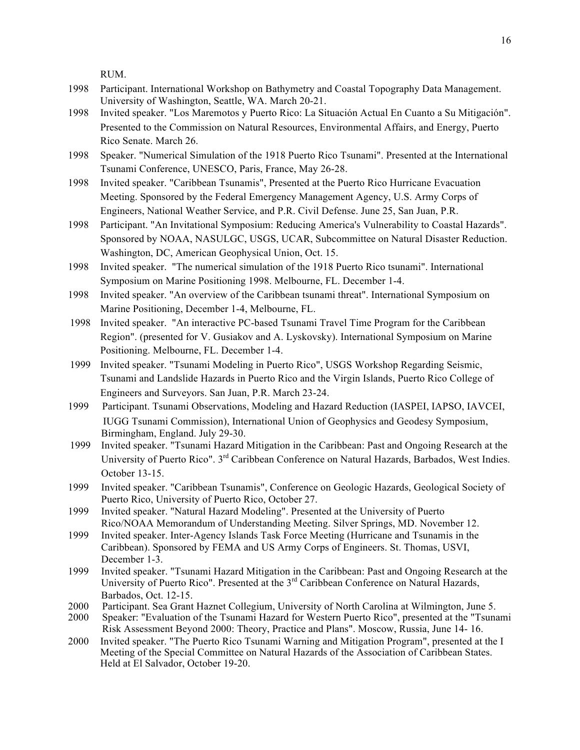RUM.

1998 Participant. International Workshop on Bathymetry and Coastal Topography Data Management. University of Washington, Seattle, WA. March 20-21.

1998 Invited speaker. "Los Maremotos y Puerto Rico: La Situación Actual En Cuanto a Su Mitigación". Presented to the Commission on Natural Resources, Environmental Affairs, and Energy, Puerto Rico Senate. March 26.

1998 Speaker. "Numerical Simulation of the 1918 Puerto Rico Tsunami". Presented at the International Tsunami Conference, UNESCO, Paris, France, May 26-28.

1998 Invited speaker. "Caribbean Tsunamis", Presented at the Puerto Rico Hurricane Evacuation Meeting. Sponsored by the Federal Emergency Management Agency, U.S. Army Corps of Engineers, National Weather Service, and P.R. Civil Defense. June 25, San Juan, P.R.

1998 Participant. "An Invitational Symposium: Reducing America's Vulnerability to Coastal Hazards". Sponsored by NOAA, NASULGC, USGS, UCAR, Subcommittee on Natural Disaster Reduction. Washington, DC, American Geophysical Union, Oct. 15.

1998 Invited speaker. "The numerical simulation of the 1918 Puerto Rico tsunami". International Symposium on Marine Positioning 1998. Melbourne, FL. December 1-4.

1998 Invited speaker. "An overview of the Caribbean tsunami threat". International Symposium on Marine Positioning, December 1-4, Melbourne, FL.

1998 Invited speaker. "An interactive PC-based Tsunami Travel Time Program for the Caribbean Region". (presented for V. Gusiakov and A. Lyskovsky). International Symposium on Marine Positioning. Melbourne, FL. December 1-4.

1999 Invited speaker. "Tsunami Modeling in Puerto Rico", USGS Workshop Regarding Seismic, Tsunami and Landslide Hazards in Puerto Rico and the Virgin Islands, Puerto Rico College of Engineers and Surveyors. San Juan, P.R. March 23-24.

1999 Participant. Tsunami Observations, Modeling and Hazard Reduction (IASPEI, IAPSO, IAVCEI, IUGG Tsunami Commission), International Union of Geophysics and Geodesy Symposium, Birmingham, England. July 29-30.

1999 Invited speaker. "Tsunami Hazard Mitigation in the Caribbean: Past and Ongoing Research at the University of Puerto Rico". 3rd Caribbean Conference on Natural Hazards, Barbados, West Indies. October 13-15.

1999 Invited speaker. "Caribbean Tsunamis", Conference on Geologic Hazards, Geological Society of Puerto Rico, University of Puerto Rico, October 27.

1999 Invited speaker. "Natural Hazard Modeling". Presented at the University of Puerto Rico/NOAA Memorandum of Understanding Meeting. Silver Springs, MD. November 12.

1999 Invited speaker. Inter-Agency Islands Task Force Meeting (Hurricane and Tsunamis in the Caribbean). Sponsored by FEMA and US Army Corps of Engineers. St. Thomas, USVI, December 1-3.

1999 Invited speaker. "Tsunami Hazard Mitigation in the Caribbean: Past and Ongoing Research at the University of Puerto Rico". Presented at the 3rd Caribbean Conference on Natural Hazards, Barbados, Oct. 12-15.

2000 Participant. Sea Grant Haznet Collegium, University of North Carolina at Wilmington, June 5.

2000 Speaker: "Evaluation of the Tsunami Hazard for Western Puerto Rico", presented at the "Tsunami Risk Assessment Beyond 2000: Theory, Practice and Plans". Moscow, Russia, June 14- 16.

2000 Invited speaker. "The Puerto Rico Tsunami Warning and Mitigation Program", presented at the I Meeting of the Special Committee on Natural Hazards of the Association of Caribbean States. Held at El Salvador, October 19-20.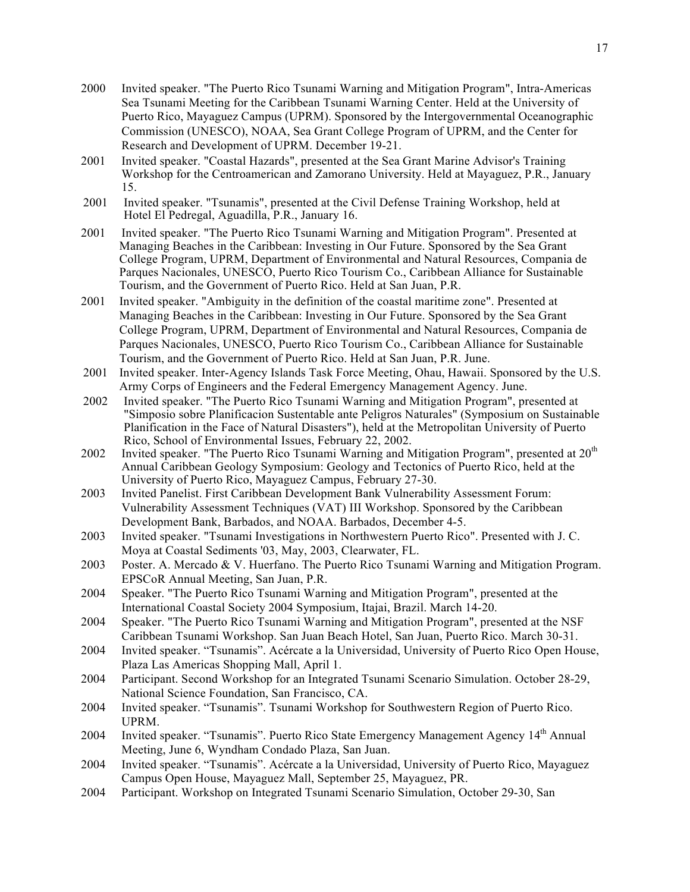2000 Invited speaker. "The Puerto Rico Tsunami Warning and Mitigation Program", Intra-Americas Sea Tsunami Meeting for the Caribbean Tsunami Warning Center. Held at the University of Puerto Rico, Mayaguez Campus (UPRM). Sponsored by the Intergovernmental Oceanographic Commission (UNESCO), NOAA, Sea Grant College Program of UPRM, and the Center for Research and Development of UPRM. December 19-21.

2001 Invited speaker. "Coastal Hazards", presented at the Sea Grant Marine Advisor's Training Workshop for the Centroamerican and Zamorano University. Held at Mayaguez, P.R., January 15.

2001 Invited speaker. "Tsunamis", presented at the Civil Defense Training Workshop, held at Hotel El Pedregal, Aguadilla, P.R., January 16.

2001 Invited speaker. "The Puerto Rico Tsunami Warning and Mitigation Program". Presented at Managing Beaches in the Caribbean: Investing in Our Future. Sponsored by the Sea Grant College Program, UPRM, Department of Environmental and Natural Resources, Compania de Parques Nacionales, UNESCO, Puerto Rico Tourism Co., Caribbean Alliance for Sustainable Tourism, and the Government of Puerto Rico. Held at San Juan, P.R.

2001 Invited speaker. "Ambiguity in the definition of the coastal maritime zone". Presented at Managing Beaches in the Caribbean: Investing in Our Future. Sponsored by the Sea Grant College Program, UPRM, Department of Environmental and Natural Resources, Compania de Parques Nacionales, UNESCO, Puerto Rico Tourism Co., Caribbean Alliance for Sustainable Tourism, and the Government of Puerto Rico. Held at San Juan, P.R. June.

2001 Invited speaker. Inter-Agency Islands Task Force Meeting, Ohau, Hawaii. Sponsored by the U.S. Army Corps of Engineers and the Federal Emergency Management Agency. June.

2002 Invited speaker. "The Puerto Rico Tsunami Warning and Mitigation Program", presented at "Simposio sobre Planificacion Sustentable ante Peligros Naturales" (Symposium on Sustainable Planification in the Face of Natural Disasters"), held at the Metropolitan University of Puerto Rico, School of Environmental Issues, February 22, 2002.

2002 Invited speaker. "The Puerto Rico Tsunami Warning and Mitigation Program", presented at 20th Annual Caribbean Geology Symposium: Geology and Tectonics of Puerto Rico, held at the University of Puerto Rico, Mayaguez Campus, February 27-30.

2003 Invited Panelist. First Caribbean Development Bank Vulnerability Assessment Forum: Vulnerability Assessment Techniques (VAT) III Workshop. Sponsored by the Caribbean Development Bank, Barbados, and NOAA. Barbados, December 4-5.

2003 Invited speaker. "Tsunami Investigations in Northwestern Puerto Rico". Presented with J. C. Moya at Coastal Sediments '03, May, 2003, Clearwater, FL.

2003 Poster. A. Mercado & V. Huerfano. The Puerto Rico Tsunami Warning and Mitigation Program. EPSCoR Annual Meeting, San Juan, P.R.

2004 Speaker. "The Puerto Rico Tsunami Warning and Mitigation Program", presented at the International Coastal Society 2004 Symposium, Itajai, Brazil. March 14-20.

2004 Speaker. "The Puerto Rico Tsunami Warning and Mitigation Program", presented at the NSF Caribbean Tsunami Workshop. San Juan Beach Hotel, San Juan, Puerto Rico. March 30-31.

2004 Invited speaker. "Tsunamis". Acércate a la Universidad, University of Puerto Rico Open House, Plaza Las Americas Shopping Mall, April 1.

2004 Participant. Second Workshop for an Integrated Tsunami Scenario Simulation. October 28-29, National Science Foundation, San Francisco, CA.

2004 Invited speaker. "Tsunamis". Tsunami Workshop for Southwestern Region of Puerto Rico. UPRM.

2004 Invited speaker. "Tsunamis". Puerto Rico State Emergency Management Agency 14th Annual Meeting, June 6, Wyndham Condado Plaza, San Juan.

2004 Invited speaker. "Tsunamis". Acércate a la Universidad, University of Puerto Rico, Mayaguez Campus Open House, Mayaguez Mall, September 25, Mayaguez, PR.

2004 Participant. Workshop on Integrated Tsunami Scenario Simulation, October 29-30, San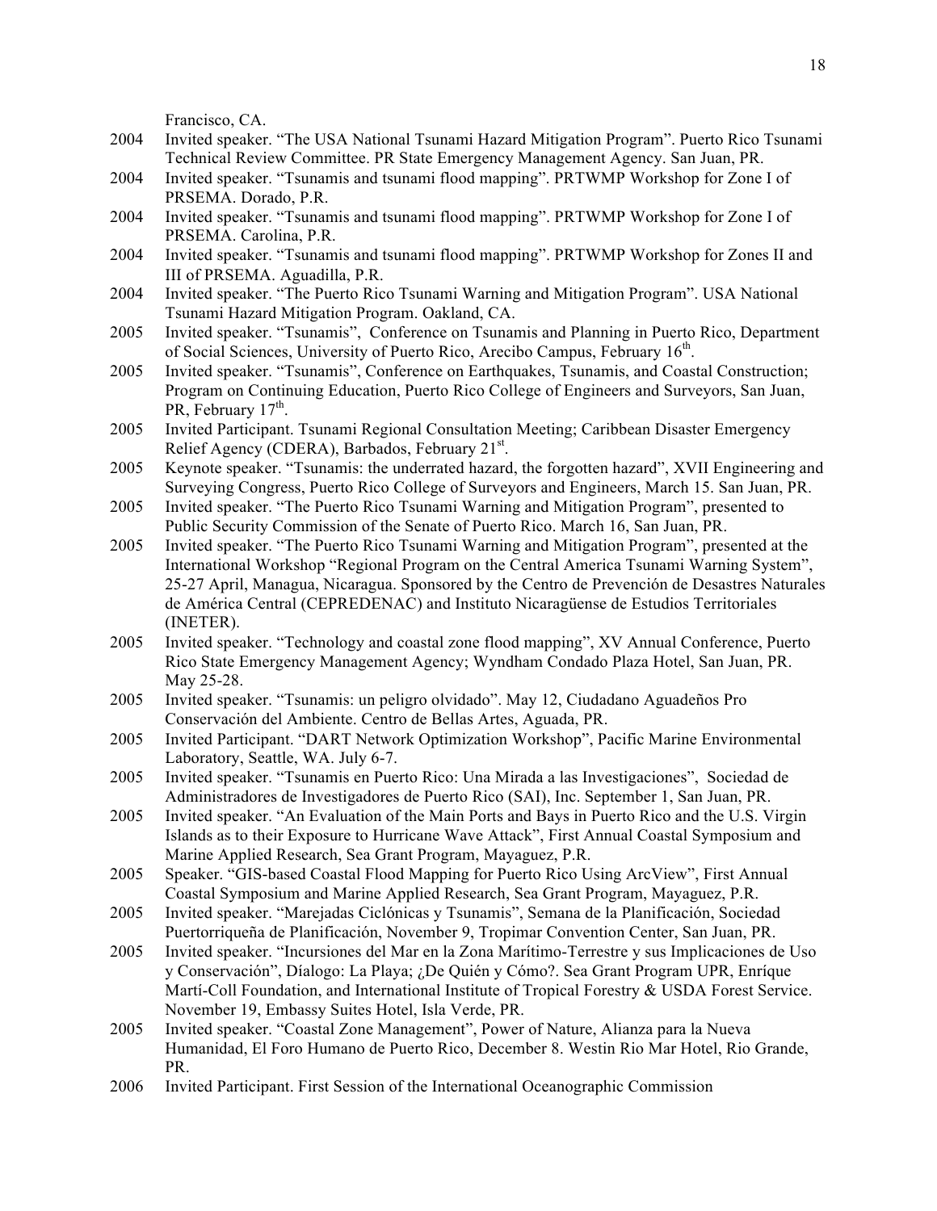Francisco, CA.

2004 Invited speaker. "The USA National Tsunami Hazard Mitigation Program". Puerto Rico Tsunami Technical Review Committee. PR State Emergency Management Agency. San Juan, PR.

2004 Invited speaker. "Tsunamis and tsunami flood mapping". PRTWMP Workshop for Zone I of PRSEMA. Dorado, P.R.

2004 Invited speaker. "Tsunamis and tsunami flood mapping". PRTWMP Workshop for Zone I of PRSEMA. Carolina, P.R.

2004 Invited speaker. "Tsunamis and tsunami flood mapping". PRTWMP Workshop for Zones II and III of PRSEMA. Aguadilla, P.R.

2004 Invited speaker. "The Puerto Rico Tsunami Warning and Mitigation Program". USA National Tsunami Hazard Mitigation Program. Oakland, CA.

2005 Invited speaker. "Tsunamis", Conference on Tsunamis and Planning in Puerto Rico, Department of Social Sciences, University of Puerto Rico, Arecibo Campus, February 16th.

2005 Invited speaker. "Tsunamis", Conference on Earthquakes, Tsunamis, and Coastal Construction; Program on Continuing Education, Puerto Rico College of Engineers and Surveyors, San Juan, PR, February 17th.

2005 Invited Participant. Tsunami Regional Consultation Meeting; Caribbean Disaster Emergency Relief Agency (CDERA), Barbados, February 21st.

2005 Keynote speaker. "Tsunamis: the underrated hazard, the forgotten hazard", XVII Engineering and Surveying Congress, Puerto Rico College of Surveyors and Engineers, March 15. San Juan, PR.

2005 Invited speaker. "The Puerto Rico Tsunami Warning and Mitigation Program", presented to Public Security Commission of the Senate of Puerto Rico. March 16, San Juan, PR.

2005 Invited speaker. "The Puerto Rico Tsunami Warning and Mitigation Program", presented at the International Workshop "Regional Program on the Central America Tsunami Warning System", 25-27 April, Managua, Nicaragua. Sponsored by the Centro de Prevención de Desastres Naturales de América Central (CEPREDENAC) and Instituto Nicaragüense de Estudios Territoriales (INETER).

2005 Invited speaker. "Technology and coastal zone flood mapping", XV Annual Conference, Puerto Rico State Emergency Management Agency; Wyndham Condado Plaza Hotel, San Juan, PR. May 25-28.

2005 Invited speaker. "Tsunamis: un peligro olvidado". May 12, Ciudadano Aguadeños Pro Conservación del Ambiente. Centro de Bellas Artes, Aguada, PR.

2005 Invited Participant. "DART Network Optimization Workshop", Pacific Marine Environmental Laboratory, Seattle, WA. July 6-7.

2005 Invited speaker. "Tsunamis en Puerto Rico: Una Mirada a las Investigaciones", Sociedad de Administradores de Investigadores de Puerto Rico (SAI), Inc. September 1, San Juan, PR.

2005 Invited speaker. "An Evaluation of the Main Ports and Bays in Puerto Rico and the U.S. Virgin Islands as to their Exposure to Hurricane Wave Attack", First Annual Coastal Symposium and Marine Applied Research, Sea Grant Program, Mayaguez, P.R.

2005 Speaker. "GIS-based Coastal Flood Mapping for Puerto Rico Using ArcView", First Annual Coastal Symposium and Marine Applied Research, Sea Grant Program, Mayaguez, P.R.

2005 Invited speaker. "Marejadas Ciclónicas y Tsunamis", Semana de la Planificación, Sociedad Puertorriqueña de Planificación, November 9, Tropimar Convention Center, San Juan, PR.

2005 Invited speaker. "Incursiones del Mar en la Zona Marítimo-Terrestre y sus Implicaciones de Uso y Conservación", Díalogo: La Playa; ¿De Quién y Cómo?. Sea Grant Program UPR, Enríque Martí-Coll Foundation, and International Institute of Tropical Forestry & USDA Forest Service. November 19, Embassy Suites Hotel, Isla Verde, PR.

2005 Invited speaker. "Coastal Zone Management", Power of Nature, Alianza para la Nueva Humanidad, El Foro Humano de Puerto Rico, December 8. Westin Rio Mar Hotel, Rio Grande, PR.

2006 Invited Participant. First Session of the International Oceanographic Commission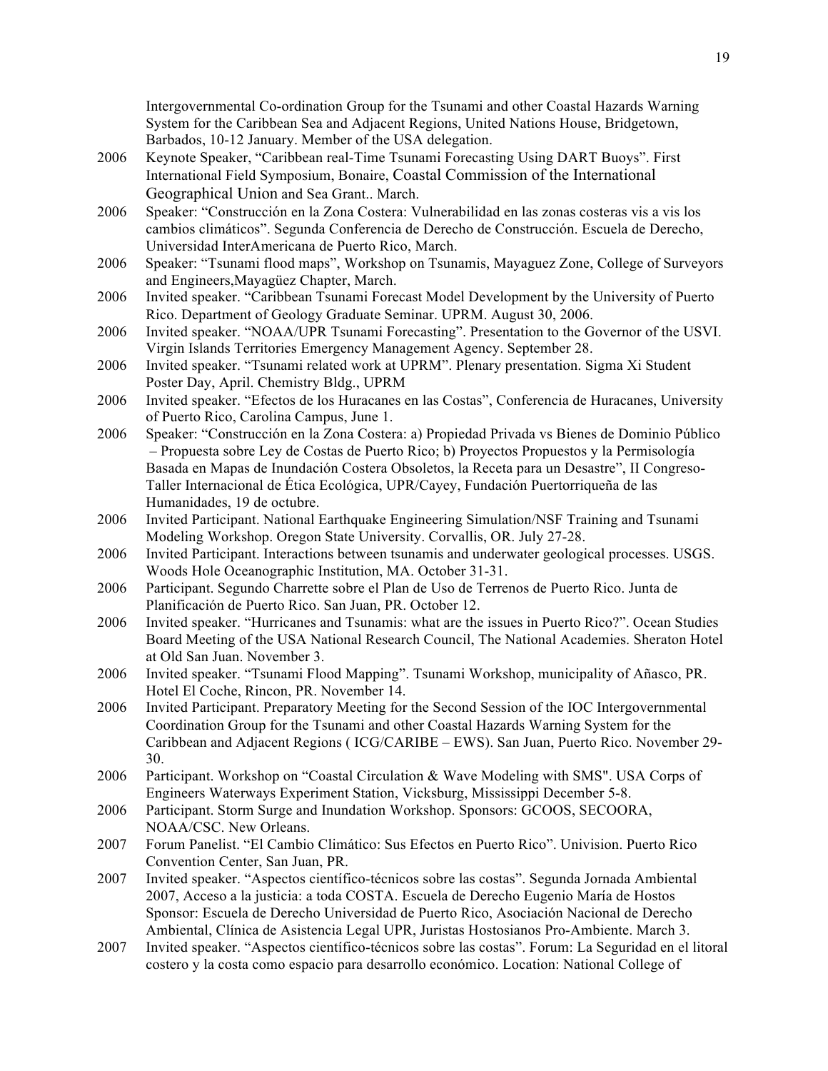Intergovernmental Co-ordination Group for the Tsunami and other Coastal Hazards Warning System for the Caribbean Sea and Adjacent Regions, United Nations House, Bridgetown, Barbados, 10-12 January. Member of the USA delegation.

2006 Keynote Speaker, "Caribbean real-Time Tsunami Forecasting Using DART Buoys". First International Field Symposium, Bonaire, Coastal Commission of the International Geographical Union and Sea Grant.. March.

2006 Speaker: "Construcción en la Zona Costera: Vulnerabilidad en las zonas costeras vis a vis los cambios climáticos". Segunda Conferencia de Derecho de Construcción. Escuela de Derecho, Universidad InterAmericana de Puerto Rico, March.

2006 Speaker: "Tsunami flood maps", Workshop on Tsunamis, Mayaguez Zone, College of Surveyors and Engineers,Mayagüez Chapter, March.

2006 Invited speaker. "Caribbean Tsunami Forecast Model Development by the University of Puerto Rico. Department of Geology Graduate Seminar. UPRM. August 30, 2006.

2006 Invited speaker. "NOAA/UPR Tsunami Forecasting". Presentation to the Governor of the USVI. Virgin Islands Territories Emergency Management Agency. September 28.

2006 Invited speaker. "Tsunami related work at UPRM". Plenary presentation. Sigma Xi Student Poster Day, April. Chemistry Bldg., UPRM

2006 Invited speaker. "Efectos de los Huracanes en las Costas", Conferencia de Huracanes, University of Puerto Rico, Carolina Campus, June 1.

2006 Speaker: "Construcción en la Zona Costera: a) Propiedad Privada vs Bienes de Dominio Público – Propuesta sobre Ley de Costas de Puerto Rico; b) Proyectos Propuestos y la Permisología Basada en Mapas de Inundación Costera Obsoletos, la Receta para un Desastre", II Congreso-Taller Internacional de Ética Ecológica, UPR/Cayey, Fundación Puertorriqueña de las Humanidades, 19 de octubre.

2006 Invited Participant. National Earthquake Engineering Simulation/NSF Training and Tsunami Modeling Workshop. Oregon State University. Corvallis, OR. July 27-28.

2006 Invited Participant. Interactions between tsunamis and underwater geological processes. USGS. Woods Hole Oceanographic Institution, MA. October 31-31.

2006 Participant. Segundo Charrette sobre el Plan de Uso de Terrenos de Puerto Rico. Junta de Planificación de Puerto Rico. San Juan, PR. October 12.

2006 Invited speaker. "Hurricanes and Tsunamis: what are the issues in Puerto Rico?". Ocean Studies Board Meeting of the USA National Research Council, The National Academies. Sheraton Hotel at Old San Juan. November 3.

2006 Invited speaker. "Tsunami Flood Mapping". Tsunami Workshop, municipality of Añasco, PR. Hotel El Coche, Rincon, PR. November 14.

2006 Invited Participant. Preparatory Meeting for the Second Session of the IOC Intergovernmental Coordination Group for the Tsunami and other Coastal Hazards Warning System for the Caribbean and Adjacent Regions ( ICG/CARIBE – EWS). San Juan, Puerto Rico. November 29-30.

2006 Participant. Workshop on "Coastal Circulation & Wave Modeling with SMS". USA Corps of Engineers Waterways Experiment Station, Vicksburg, Mississippi December 5-8.

2006 Participant. Storm Surge and Inundation Workshop. Sponsors: GCOOS, SECOORA, NOAA/CSC. New Orleans.

2007 Forum Panelist. "El Cambio Climático: Sus Efectos en Puerto Rico". Univision. Puerto Rico Convention Center, San Juan, PR.

2007 Invited speaker. "Aspectos científico-técnicos sobre las costas". Segunda Jornada Ambiental 2007, Acceso a la justicia: a toda COSTA. Escuela de Derecho Eugenio María de Hostos Sponsor: Escuela de Derecho Universidad de Puerto Rico, Asociación Nacional de Derecho Ambiental, Clínica de Asistencia Legal UPR, Juristas Hostosianos Pro-Ambiente. March 3.

2007 Invited speaker. "Aspectos científico-técnicos sobre las costas". Forum: La Seguridad en el litoral costero y la costa como espacio para desarrollo económico. Location: National College of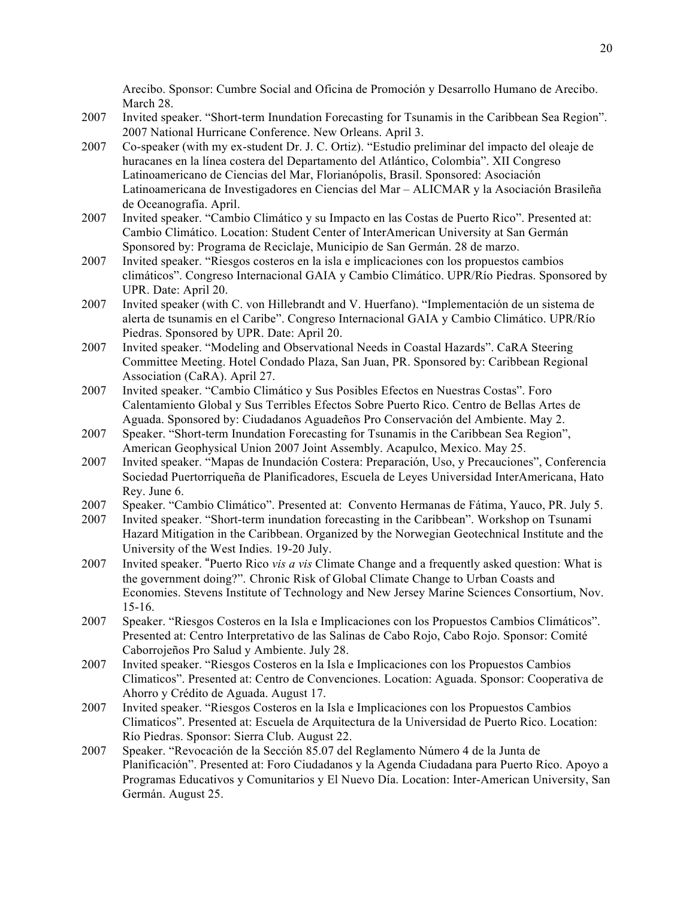Arecibo. Sponsor: Cumbre Social and Oficina de Promoción y Desarrollo Humano de Arecibo. March 28.

2007 Invited speaker. "Short-term Inundation Forecasting for Tsunamis in the Caribbean Sea Region". 2007 National Hurricane Conference. New Orleans. April 3.

2007 Co-speaker (with my ex-student Dr. J. C. Ortiz). "Estudio preliminar del impacto del oleaje de huracanes en la línea costera del Departamento del Atlántico, Colombia". XII Congreso Latinoamericano de Ciencias del Mar, Florianópolis, Brasil. Sponsored: Asociación Latinoamericana de Investigadores en Ciencias del Mar – ALICMAR y la Asociación Brasileña de Oceanografía. April.

2007 Invited speaker. "Cambio Climático y su Impacto en las Costas de Puerto Rico". Presented at: Cambio Climático. Location: Student Center of InterAmerican University at San Germán Sponsored by: Programa de Reciclaje, Municipio de San Germán. 28 de marzo.

2007 Invited speaker. "Riesgos costeros en la isla e implicaciones con los propuestos cambios climáticos". Congreso Internacional GAIA y Cambio Climático. UPR/Río Piedras. Sponsored by UPR. Date: April 20.

2007 Invited speaker (with C. von Hillebrandt and V. Huerfano). "Implementación de un sistema de alerta de tsunamis en el Caribe". Congreso Internacional GAIA y Cambio Climático. UPR/Río Piedras. Sponsored by UPR. Date: April 20.

2007 Invited speaker. "Modeling and Observational Needs in Coastal Hazards". CaRA Steering Committee Meeting. Hotel Condado Plaza, San Juan, PR. Sponsored by: Caribbean Regional Association (CaRA). April 27.

2007 Invited speaker. "Cambio Climático y Sus Posibles Efectos en Nuestras Costas". Foro Calentamiento Global y Sus Terribles Efectos Sobre Puerto Rico. Centro de Bellas Artes de Aguada. Sponsored by: Ciudadanos Aguadeños Pro Conservación del Ambiente. May 2.

2007 Speaker. "Short-term Inundation Forecasting for Tsunamis in the Caribbean Sea Region", American Geophysical Union 2007 Joint Assembly. Acapulco, Mexico. May 25.

2007 Invited speaker. "Mapas de Inundación Costera: Preparación, Uso, y Precauciones", Conferencia Sociedad Puertorriqueña de Planificadores, Escuela de Leyes Universidad InterAmericana, Hato Rey. June 6.

2007 Speaker. "Cambio Climático". Presented at: Convento Hermanas de Fátima, Yauco, PR. July 5.

2007 Invited speaker. "Short-term inundation forecasting in the Caribbean". Workshop on Tsunami Hazard Mitigation in the Caribbean. Organized by the Norwegian Geotechnical Institute and the University of the West Indies. 19-20 July.

2007 Invited speaker. "Puerto Rico *vis a vis* Climate Change and a frequently asked question: What is the government doing?". Chronic Risk of Global Climate Change to Urban Coasts and Economies. Stevens Institute of Technology and New Jersey Marine Sciences Consortium, Nov. 15-16.

2007 Speaker. "Riesgos Costeros en la Isla e Implicaciones con los Propuestos Cambios Climáticos". Presented at: Centro Interpretativo de las Salinas de Cabo Rojo, Cabo Rojo. Sponsor: Comité Caborrojeños Pro Salud y Ambiente. July 28.

2007 Invited speaker. "Riesgos Costeros en la Isla e Implicaciones con los Propuestos Cambios Climaticos". Presented at: Centro de Convenciones. Location: Aguada. Sponsor: Cooperativa de Ahorro y Crédito de Aguada. August 17.

2007 Invited speaker. "Riesgos Costeros en la Isla e Implicaciones con los Propuestos Cambios Climaticos". Presented at: Escuela de Arquitectura de la Universidad de Puerto Rico. Location: Río Piedras. Sponsor: Sierra Club. August 22.

2007 Speaker. "Revocación de la Sección 85.07 del Reglamento Número 4 de la Junta de Planificación". Presented at: Foro Ciudadanos y la Agenda Ciudadana para Puerto Rico. Apoyo a Programas Educativos y Comunitarios y El Nuevo Día. Location: Inter-American University, San Germán. August 25.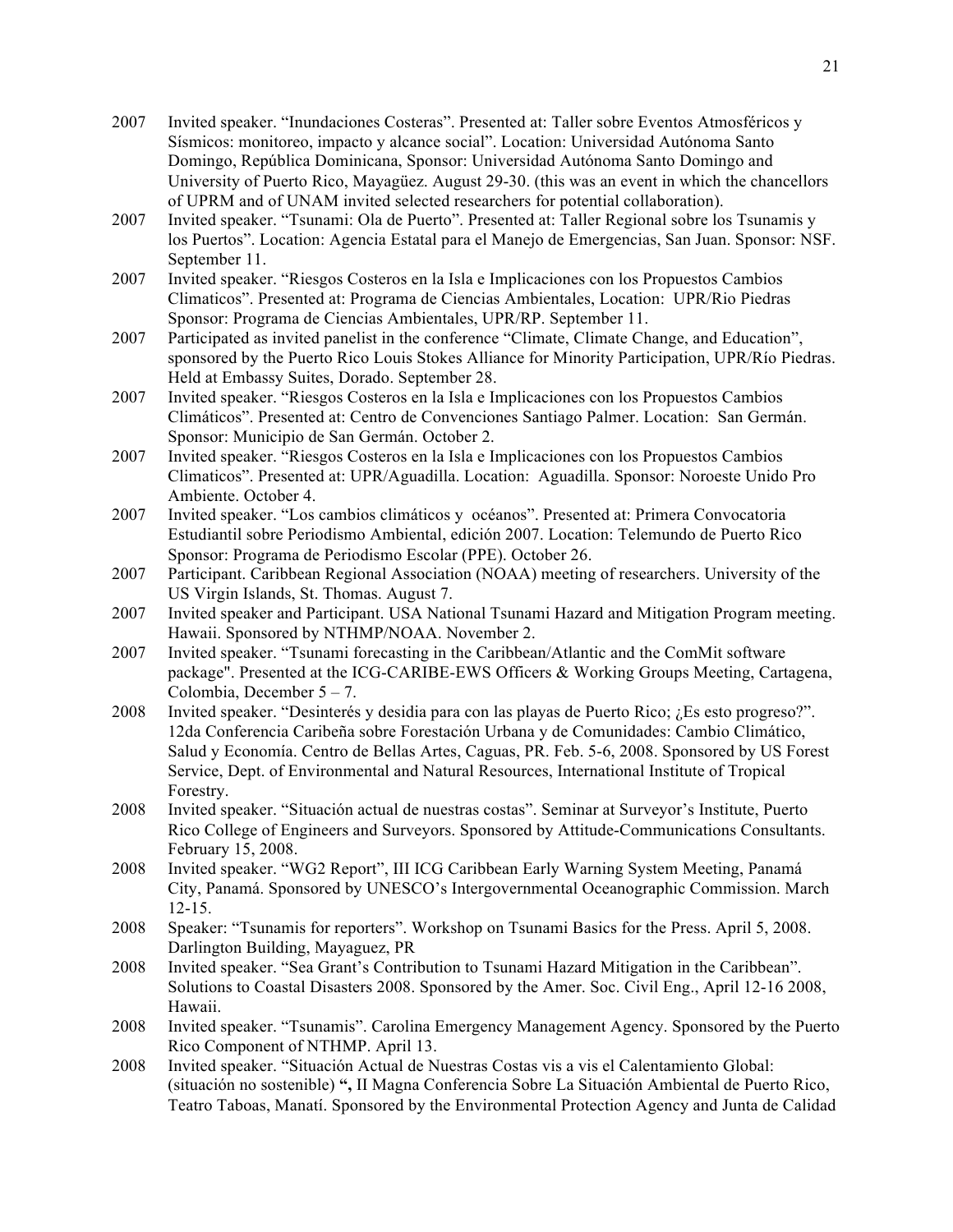2007 Invited speaker. "Inundaciones Costeras". Presented at: Taller sobre Eventos Atmosféricos y Sísmicos: monitoreo, impacto y alcance social". Location: Universidad Autónoma Santo Domingo, República Dominicana, Sponsor: Universidad Autónoma Santo Domingo and University of Puerto Rico, Mayagüez. August 29-30. (this was an event in which the chancellors of UPRM and of UNAM invited selected researchers for potential collaboration).

2007 Invited speaker. "Tsunami: Ola de Puerto". Presented at: Taller Regional sobre los Tsunamis y los Puertos". Location: Agencia Estatal para el Manejo de Emergencias, San Juan. Sponsor: NSF. September 11.

2007 Invited speaker. "Riesgos Costeros en la Isla e Implicaciones con los Propuestos Cambios Climaticos". Presented at: Programa de Ciencias Ambientales, Location: UPR/Rio Piedras Sponsor: Programa de Ciencias Ambientales, UPR/RP. September 11.

2007 Participated as invited panelist in the conference "Climate, Climate Change, and Education", sponsored by the Puerto Rico Louis Stokes Alliance for Minority Participation, UPR/Río Piedras. Held at Embassy Suites, Dorado. September 28.

2007 Invited speaker. "Riesgos Costeros en la Isla e Implicaciones con los Propuestos Cambios Climáticos". Presented at: Centro de Convenciones Santiago Palmer. Location: San Germán. Sponsor: Municipio de San Germán. October 2.

2007 Invited speaker. "Riesgos Costeros en la Isla e Implicaciones con los Propuestos Cambios Climaticos". Presented at: UPR/Aguadilla. Location: Aguadilla. Sponsor: Noroeste Unido Pro Ambiente. October 4.

2007 Invited speaker. "Los cambios climáticos y océanos". Presented at: Primera Convocatoria Estudiantil sobre Periodismo Ambiental, edición 2007. Location: Telemundo de Puerto Rico Sponsor: Programa de Periodismo Escolar (PPE). October 26.

2007 Participant. Caribbean Regional Association (NOAA) meeting of researchers. University of the US Virgin Islands, St. Thomas. August 7.

2007 Invited speaker and Participant. USA National Tsunami Hazard and Mitigation Program meeting. Hawaii. Sponsored by NTHMP/NOAA. November 2.

2007 Invited speaker. "Tsunami forecasting in the Caribbean/Atlantic and the ComMit software package". Presented at the ICG-CARIBE-EWS Officers & Working Groups Meeting, Cartagena, Colombia, December 5 – 7.

2008 Invited speaker. "Desinterés y desidia para con las playas de Puerto Rico; ¿Es esto progreso?". 12da Conferencia Caribeña sobre Forestación Urbana y de Comunidades: Cambio Climático, Salud y Economía. Centro de Bellas Artes, Caguas, PR. Feb. 5-6, 2008. Sponsored by US Forest Service, Dept. of Environmental and Natural Resources, International Institute of Tropical Forestry.

2008 Invited speaker. "Situación actual de nuestras costas". Seminar at Surveyor's Institute, Puerto Rico College of Engineers and Surveyors. Sponsored by Attitude-Communications Consultants. February 15, 2008.

2008 Invited speaker. "WG2 Report", III ICG Caribbean Early Warning System Meeting, Panamá City, Panamá. Sponsored by UNESCO's Intergovernmental Oceanographic Commission. March 12-15.

2008 Speaker: "Tsunamis for reporters". Workshop on Tsunami Basics for the Press. April 5, 2008. Darlington Building, Mayaguez, PR

2008 Invited speaker. "Sea Grant's Contribution to Tsunami Hazard Mitigation in the Caribbean". Solutions to Coastal Disasters 2008. Sponsored by the Amer. Soc. Civil Eng., April 12-16 2008, Hawaii.

2008 Invited speaker. "Tsunamis". Carolina Emergency Management Agency. Sponsored by the Puerto Rico Component of NTHMP. April 13.

2008 Invited speaker. "Situación Actual de Nuestras Costas vis a vis el Calentamiento Global: (situación no sostenible) **",** II Magna Conferencia Sobre La Situación Ambiental de Puerto Rico, Teatro Taboas, Manatí. Sponsored by the Environmental Protection Agency and Junta de Calidad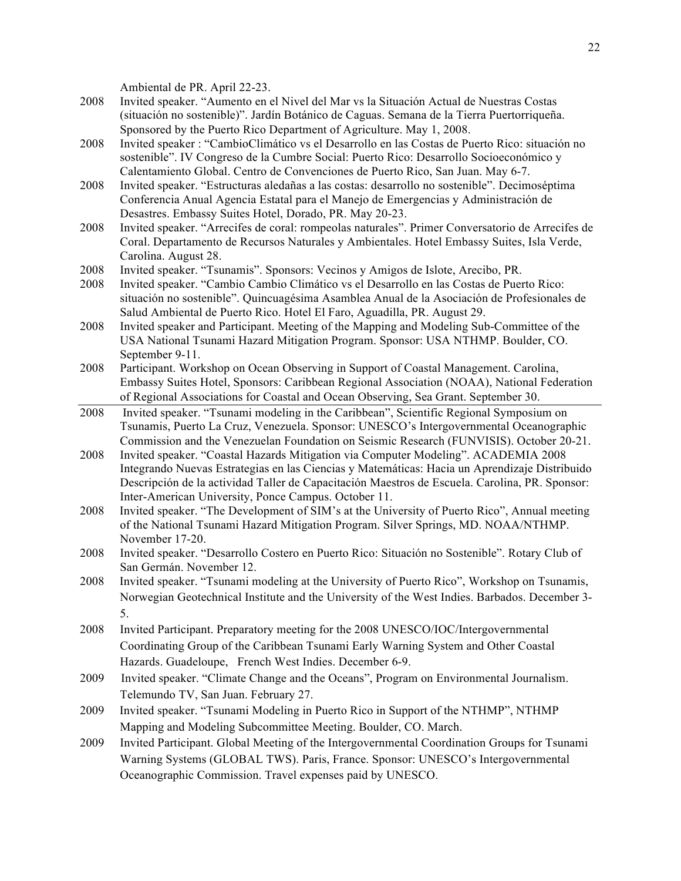Ambiental de PR. April 22-23.

2008 Invited speaker. "Aumento en el Nivel del Mar vs la Situación Actual de Nuestras Costas (situación no sostenible)". Jardín Botánico de Caguas. Semana de la Tierra Puertorriqueña. Sponsored by the Puerto Rico Department of Agriculture. May 1, 2008.

2008 Invited speaker : "CambioClimático vs el Desarrollo en las Costas de Puerto Rico: situación no sostenible". IV Congreso de la Cumbre Social: Puerto Rico: Desarrollo Socioeconómico y Calentamiento Global. Centro de Convenciones de Puerto Rico, San Juan. May 6-7.

2008 Invited speaker. "Estructuras aledañas a las costas: desarrollo no sostenible". Decimoséptima Conferencia Anual Agencia Estatal para el Manejo de Emergencias y Administración de Desastres. Embassy Suites Hotel, Dorado, PR. May 20-23.

2008 Invited speaker. "Arrecifes de coral: rompeolas naturales". Primer Conversatorio de Arrecifes de Coral. Departamento de Recursos Naturales y Ambientales. Hotel Embassy Suites, Isla Verde, Carolina. August 28.

2008 Invited speaker. "Tsunamis". Sponsors: Vecinos y Amigos de Islote, Arecibo, PR.

2008 Invited speaker. "Cambio Cambio Climático vs el Desarrollo en las Costas de Puerto Rico: situación no sostenible". Quincuagésima Asamblea Anual de la Asociación de Profesionales de Salud Ambiental de Puerto Rico. Hotel El Faro, Aguadilla, PR. August 29.

2008 Invited speaker and Participant. Meeting of the Mapping and Modeling Sub-Committee of the USA National Tsunami Hazard Mitigation Program. Sponsor: USA NTHMP. Boulder, CO. September 9-11.

2008 Participant. Workshop on Ocean Observing in Support of Coastal Management. Carolina, Embassy Suites Hotel, Sponsors: Caribbean Regional Association (NOAA), National Federation of Regional Associations for Coastal and Ocean Observing, Sea Grant. September 30.

2008 Invited speaker. "Tsunami modeling in the Caribbean", Scientific Regional Symposium on Tsunamis, Puerto La Cruz, Venezuela. Sponsor: UNESCO's Intergovernmental Oceanographic Commission and the Venezuelan Foundation on Seismic Research (FUNVISIS). October 20-21.

2008 Invited speaker. "Coastal Hazards Mitigation via Computer Modeling". ACADEMIA 2008 Integrando Nuevas Estrategias en las Ciencias y Matemáticas: Hacia un Aprendizaje Distribuido Descripción de la actividad Taller de Capacitación Maestros de Escuela. Carolina, PR. Sponsor: Inter-American University, Ponce Campus. October 11.

2008 Invited speaker. "The Development of SIM's at the University of Puerto Rico", Annual meeting of the National Tsunami Hazard Mitigation Program. Silver Springs, MD. NOAA/NTHMP. November 17-20.

2008 Invited speaker. "Desarrollo Costero en Puerto Rico: Situación no Sostenible". Rotary Club of San Germán. November 12.

2008 Invited speaker. "Tsunami modeling at the University of Puerto Rico", Workshop on Tsunamis, Norwegian Geotechnical Institute and the University of the West Indies. Barbados. December 3-5.

2008 Invited Participant. Preparatory meeting for the 2008 UNESCO/IOC/Intergovernmental Coordinating Group of the Caribbean Tsunami Early Warning System and Other Coastal Hazards. Guadeloupe, French West Indies. December 6-9.

2009 Invited speaker. "Climate Change and the Oceans", Program on Environmental Journalism. Telemundo TV, San Juan. February 27.

2009 Invited speaker. "Tsunami Modeling in Puerto Rico in Support of the NTHMP", NTHMP Mapping and Modeling Subcommittee Meeting. Boulder, CO. March.

2009 Invited Participant. Global Meeting of the Intergovernmental Coordination Groups for Tsunami Warning Systems (GLOBAL TWS). Paris, France. Sponsor: UNESCO's Intergovernmental Oceanographic Commission. Travel expenses paid by UNESCO.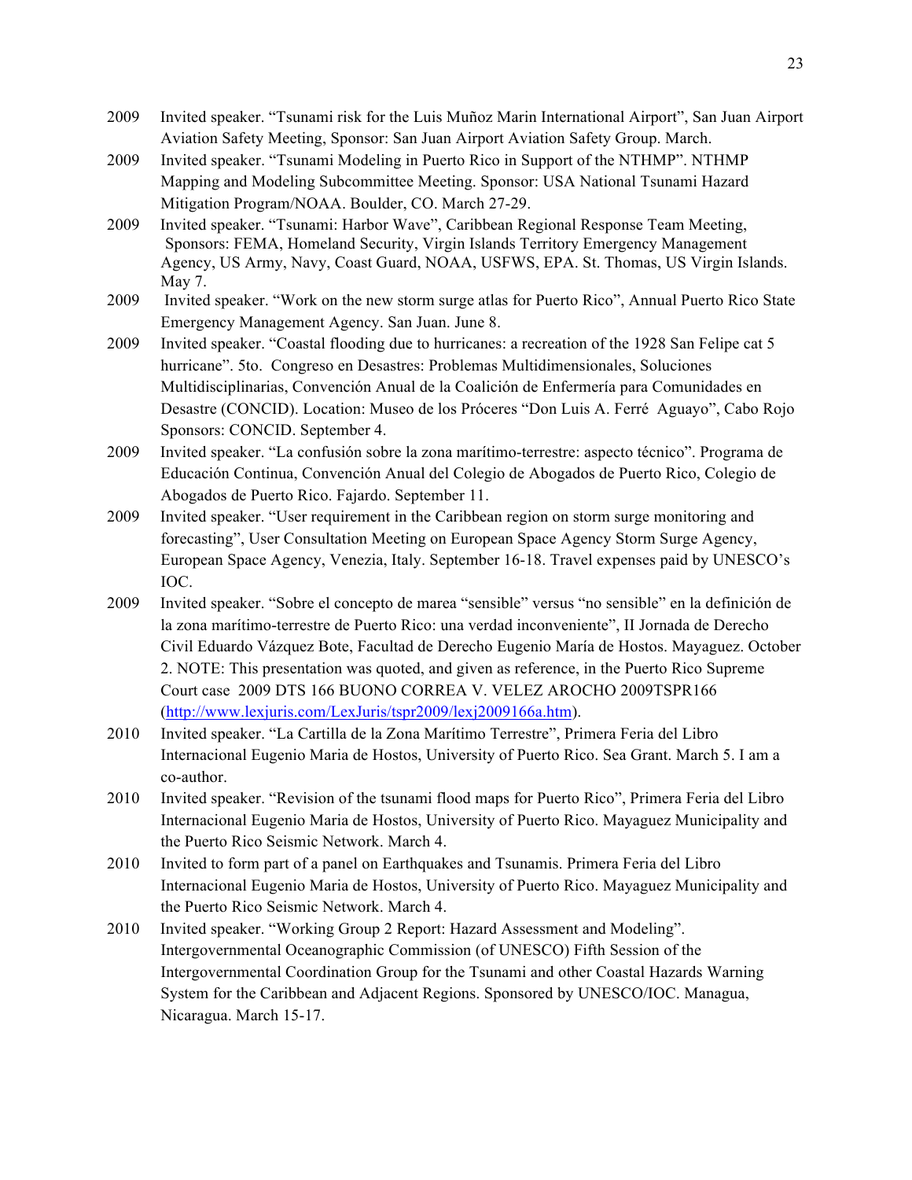2009 Invited speaker. "Tsunami risk for the Luis Muñoz Marin International Airport", San Juan Airport Aviation Safety Meeting, Sponsor: San Juan Airport Aviation Safety Group. March.

2009 Invited speaker. "Tsunami Modeling in Puerto Rico in Support of the NTHMP". NTHMP Mapping and Modeling Subcommittee Meeting. Sponsor: USA National Tsunami Hazard Mitigation Program/NOAA. Boulder, CO. March 27-29.

2009 Invited speaker. "Tsunami: Harbor Wave", Caribbean Regional Response Team Meeting, Sponsors: FEMA, Homeland Security, Virgin Islands Territory Emergency Management Agency, US Army, Navy, Coast Guard, NOAA, USFWS, EPA. St. Thomas, US Virgin Islands. May 7.

2009 Invited speaker. "Work on the new storm surge atlas for Puerto Rico", Annual Puerto Rico State Emergency Management Agency. San Juan. June 8.

2009 Invited speaker. "Coastal flooding due to hurricanes: a recreation of the 1928 San Felipe cat 5 hurricane". 5to. Congreso en Desastres: Problemas Multidimensionales, Soluciones Multidisciplinarias, Convención Anual de la Coalición de Enfermería para Comunidades en Desastre (CONCID). Location: Museo de los Próceres "Don Luis A. Ferré Aguayo", Cabo Rojo Sponsors: CONCID. September 4.

2009 Invited speaker. "La confusión sobre la zona marítimo-terrestre: aspecto técnico". Programa de Educación Continua, Convención Anual del Colegio de Abogados de Puerto Rico, Colegio de Abogados de Puerto Rico. Fajardo. September 11.

2009 Invited speaker. "User requirement in the Caribbean region on storm surge monitoring and forecasting", User Consultation Meeting on European Space Agency Storm Surge Agency, European Space Agency, Venezia, Italy. September 16-18. Travel expenses paid by UNESCO's IOC.

2009 Invited speaker. "Sobre el concepto de marea "sensible" versus "no sensible" en la definición de la zona marítimo-terrestre de Puerto Rico: una verdad inconveniente", II Jornada de Derecho Civil Eduardo Vázquez Bote, Facultad de Derecho Eugenio María de Hostos. Mayaguez. October 2. NOTE: This presentation was quoted, and given as reference, in the Puerto Rico Supreme Court case 2009 DTS 166 BUONO CORREA V. VELEZ AROCHO 2009TSPR166 (http://www.lexjuris.com/LexJuris/tspr2009/lexj2009166a.htm).

2010 Invited speaker. "La Cartilla de la Zona Marítimo Terrestre", Primera Feria del Libro Internacional Eugenio Maria de Hostos, University of Puerto Rico. Sea Grant. March 5. I am a co-author.

2010 Invited speaker. "Revision of the tsunami flood maps for Puerto Rico", Primera Feria del Libro Internacional Eugenio Maria de Hostos, University of Puerto Rico. Mayaguez Municipality and the Puerto Rico Seismic Network. March 4.

2010 Invited to form part of a panel on Earthquakes and Tsunamis. Primera Feria del Libro Internacional Eugenio Maria de Hostos, University of Puerto Rico. Mayaguez Municipality and the Puerto Rico Seismic Network. March 4.

2010 Invited speaker. "Working Group 2 Report: Hazard Assessment and Modeling". Intergovernmental Oceanographic Commission (of UNESCO) Fifth Session of the Intergovernmental Coordination Group for the Tsunami and other Coastal Hazards Warning System for the Caribbean and Adjacent Regions. Sponsored by UNESCO/IOC. Managua, Nicaragua. March 15-17.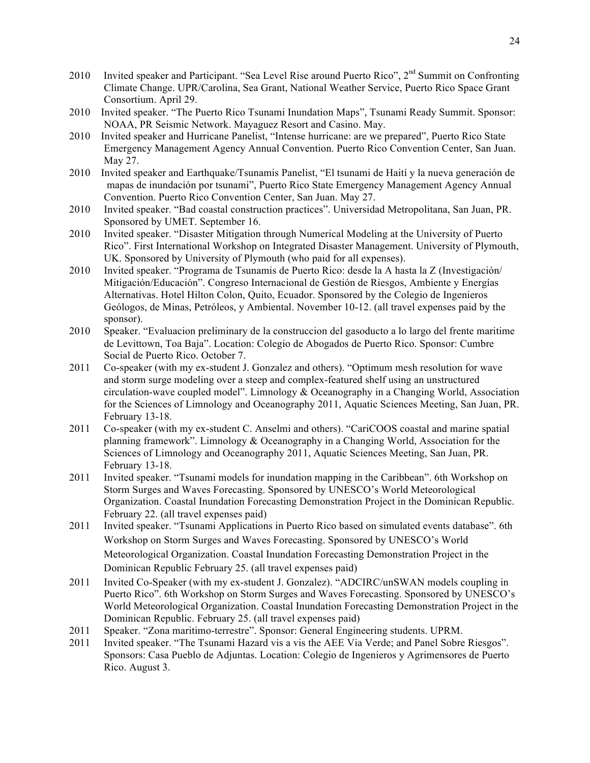2010 Invited speaker and Participant. "Sea Level Rise around Puerto Rico", 2nd Summit on Confronting Climate Change. UPR/Carolina, Sea Grant, National Weather Service, Puerto Rico Space Grant Consortium. April 29.

2010 Invited speaker. "The Puerto Rico Tsunami Inundation Maps", Tsunami Ready Summit. Sponsor: NOAA, PR Seismic Network. Mayaguez Resort and Casino. May.

2010 Invited speaker and Hurricane Panelist, "Intense hurricane: are we prepared", Puerto Rico State Emergency Management Agency Annual Convention. Puerto Rico Convention Center, San Juan. May 27.

2010 Invited speaker and Earthquake/Tsunamis Panelist, "El tsunami de Haití y la nueva generación de mapas de inundación por tsunami", Puerto Rico State Emergency Management Agency Annual Convention. Puerto Rico Convention Center, San Juan. May 27.

2010 Invited speaker. "Bad coastal construction practices". Universidad Metropolitana, San Juan, PR. Sponsored by UMET. September 16.

2010 Invited speaker. "Disaster Mitigation through Numerical Modeling at the University of Puerto Rico". First International Workshop on Integrated Disaster Management. University of Plymouth, UK. Sponsored by University of Plymouth (who paid for all expenses).

2010 Invited speaker. "Programa de Tsunamis de Puerto Rico: desde la A hasta la Z (Investigación/ Mitigación/Educación". Congreso Internacional de Gestión de Riesgos, Ambiente y Energías Alternativas. Hotel Hilton Colon, Quito, Ecuador. Sponsored by the Colegio de Ingenieros Geólogos, de Minas, Petróleos, y Ambiental. November 10-12. (all travel expenses paid by the sponsor).

2010 Speaker. "Evaluacion preliminary de la construccion del gasoducto a lo largo del frente maritime de Levittown, Toa Baja". Location: Colegio de Abogados de Puerto Rico. Sponsor: Cumbre Social de Puerto Rico. October 7.

2011 Co-speaker (with my ex-student J. Gonzalez and others). "Optimum mesh resolution for wave and storm surge modeling over a steep and complex-featured shelf using an unstructured circulation-wave coupled model". Limnology & Oceanography in a Changing World, Association for the Sciences of Limnology and Oceanography 2011, Aquatic Sciences Meeting, San Juan, PR. February 13-18.

2011 Co-speaker (with my ex-student C. Anselmi and others). "CariCOOS coastal and marine spatial planning framework". Limnology & Oceanography in a Changing World, Association for the Sciences of Limnology and Oceanography 2011, Aquatic Sciences Meeting, San Juan, PR. February 13-18.

2011 Invited speaker. "Tsunami models for inundation mapping in the Caribbean". 6th Workshop on Storm Surges and Waves Forecasting. Sponsored by UNESCO's World Meteorological Organization. Coastal Inundation Forecasting Demonstration Project in the Dominican Republic. February 22. (all travel expenses paid)

2011 Invited speaker. "Tsunami Applications in Puerto Rico based on simulated events database". 6th Workshop on Storm Surges and Waves Forecasting. Sponsored by UNESCO's World Meteorological Organization. Coastal Inundation Forecasting Demonstration Project in the Dominican Republic February 25. (all travel expenses paid)

2011 Invited Co-Speaker (with my ex-student J. Gonzalez). "ADCIRC/unSWAN models coupling in Puerto Rico". 6th Workshop on Storm Surges and Waves Forecasting. Sponsored by UNESCO's World Meteorological Organization. Coastal Inundation Forecasting Demonstration Project in the Dominican Republic. February 25. (all travel expenses paid)

2011 Speaker. "Zona maritimo-terrestre". Sponsor: General Engineering students. UPRM.

2011 Invited speaker. "The Tsunami Hazard vis a vis the AEE Via Verde; and Panel Sobre Riesgos". Sponsors: Casa Pueblo de Adjuntas. Location: Colegio de Ingenieros y Agrimensores de Puerto Rico. August 3.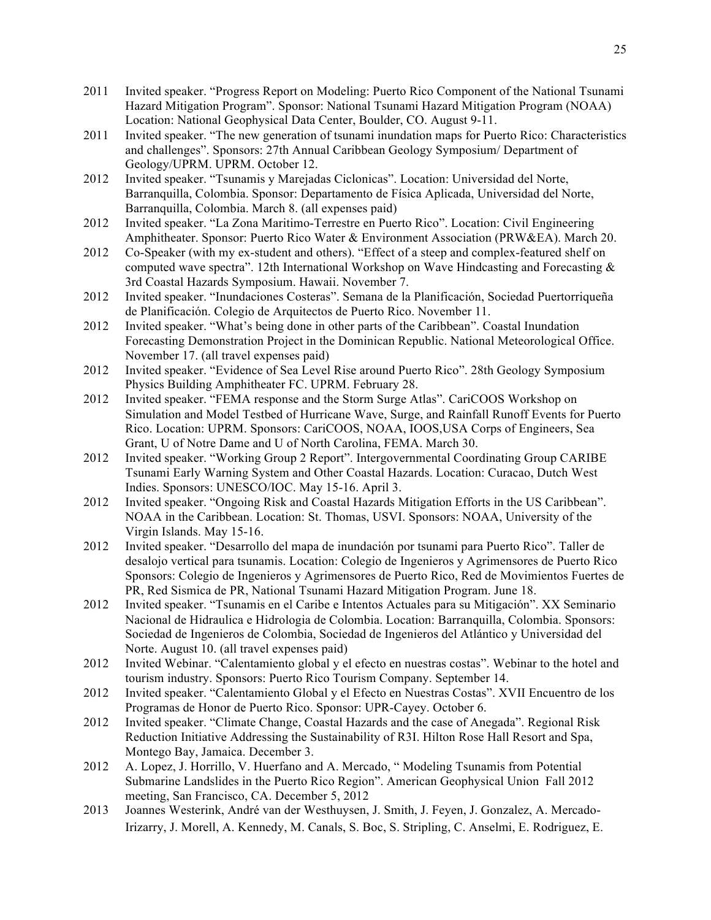2011 Invited speaker. "Progress Report on Modeling: Puerto Rico Component of the National Tsunami Hazard Mitigation Program". Sponsor: National Tsunami Hazard Mitigation Program (NOAA) Location: National Geophysical Data Center, Boulder, CO. August 9-11.

2011 Invited speaker. "The new generation of tsunami inundation maps for Puerto Rico: Characteristics and challenges". Sponsors: 27th Annual Caribbean Geology Symposium/ Department of Geology/UPRM. UPRM. October 12.

2012 Invited speaker. "Tsunamis y Marejadas Ciclonicas". Location: Universidad del Norte, Barranquilla, Colombia. Sponsor: Departamento de Física Aplicada, Universidad del Norte, Barranquilla, Colombia. March 8. (all expenses paid)

2012 Invited speaker. "La Zona Maritimo-Terrestre en Puerto Rico". Location: Civil Engineering Amphitheater. Sponsor: Puerto Rico Water & Environment Association (PRW&EA). March 20.

2012 Co-Speaker (with my ex-student and others). "Effect of a steep and complex-featured shelf on computed wave spectra". 12th International Workshop on Wave Hindcasting and Forecasting & 3rd Coastal Hazards Symposium. Hawaii. November 7.

2012 Invited speaker. "Inundaciones Costeras". Semana de la Planificación, Sociedad Puertorriqueña de Planificación. Colegio de Arquitectos de Puerto Rico. November 11.

2012 Invited speaker. "What's being done in other parts of the Caribbean". Coastal Inundation Forecasting Demonstration Project in the Dominican Republic. National Meteorological Office. November 17. (all travel expenses paid)

2012 Invited speaker. "Evidence of Sea Level Rise around Puerto Rico". 28th Geology Symposium Physics Building Amphitheater FC. UPRM. February 28.

2012 Invited speaker. "FEMA response and the Storm Surge Atlas". CariCOOS Workshop on Simulation and Model Testbed of Hurricane Wave, Surge, and Rainfall Runoff Events for Puerto Rico. Location: UPRM. Sponsors: CariCOOS, NOAA, IOOS,USA Corps of Engineers, Sea Grant, U of Notre Dame and U of North Carolina, FEMA. March 30.

2012 Invited speaker. "Working Group 2 Report". Intergovernmental Coordinating Group CARIBE Tsunami Early Warning System and Other Coastal Hazards. Location: Curacao, Dutch West Indies. Sponsors: UNESCO/IOC. May 15-16. April 3.

2012 Invited speaker. "Ongoing Risk and Coastal Hazards Mitigation Efforts in the US Caribbean". NOAA in the Caribbean. Location: St. Thomas, USVI. Sponsors: NOAA, University of the Virgin Islands. May 15-16.

2012 Invited speaker. "Desarrollo del mapa de inundación por tsunami para Puerto Rico". Taller de desalojo vertical para tsunamis. Location: Colegio de Ingenieros y Agrimensores de Puerto Rico Sponsors: Colegio de Ingenieros y Agrimensores de Puerto Rico, Red de Movimientos Fuertes de PR, Red Sismica de PR, National Tsunami Hazard Mitigation Program. June 18.

2012 Invited speaker. "Tsunamis en el Caribe e Intentos Actuales para su Mitigación". XX Seminario Nacional de Hidraulica e Hidrologia de Colombia. Location: Barranquilla, Colombia. Sponsors: Sociedad de Ingenieros de Colombia, Sociedad de Ingenieros del Atlántico y Universidad del Norte. August 10. (all travel expenses paid)

2012 Invited Webinar. "Calentamiento global y el efecto en nuestras costas". Webinar to the hotel and tourism industry. Sponsors: Puerto Rico Tourism Company. September 14.

2012 Invited speaker. "Calentamiento Global y el Efecto en Nuestras Costas". XVII Encuentro de los Programas de Honor de Puerto Rico. Sponsor: UPR-Cayey. October 6.

2012 Invited speaker. "Climate Change, Coastal Hazards and the case of Anegada". Regional Risk Reduction Initiative Addressing the Sustainability of R3I. Hilton Rose Hall Resort and Spa, Montego Bay, Jamaica. December 3.

2012 A. Lopez, J. Horrillo, V. Huerfano and A. Mercado, " Modeling Tsunamis from Potential Submarine Landslides in the Puerto Rico Region". American Geophysical Union Fall 2012 meeting, San Francisco, CA. December 5, 2012

2013 Joannes Westerink, André van der Westhuysen, J. Smith, J. Feyen, J. Gonzalez, A. Mercado-Irizarry, J. Morell, A. Kennedy, M. Canals, S. Boc, S. Stripling, C. Anselmi, E. Rodriguez, E.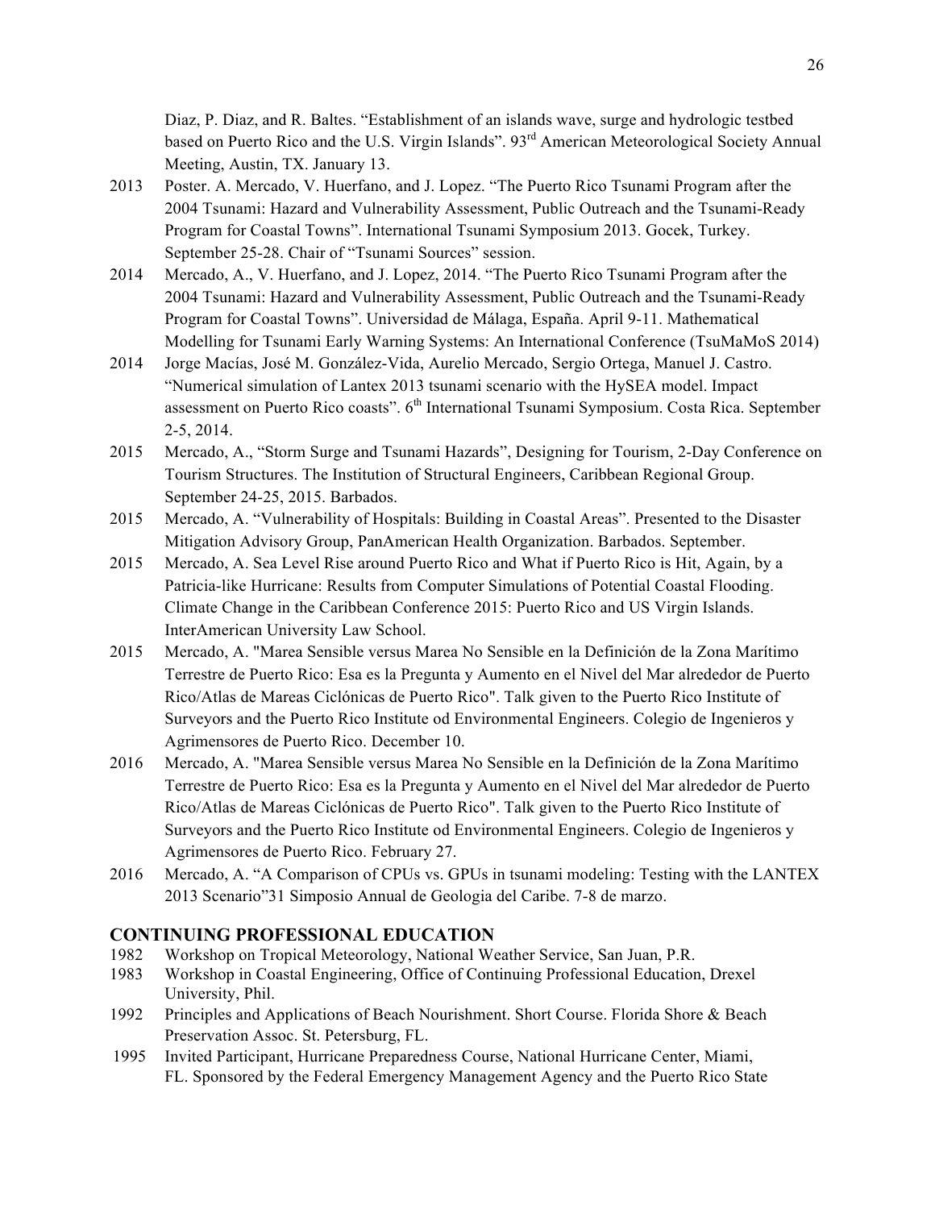Diaz, P. Diaz, and R. Baltes. "Establishment of an islands wave, surge and hydrologic testbed based on Puerto Rico and the U.S. Virgin Islands". 93rd American Meteorological Society Annual Meeting, Austin, TX. January 13.

2013 Poster. A. Mercado, V. Huerfano, and J. Lopez. "The Puerto Rico Tsunami Program after the 2004 Tsunami: Hazard and Vulnerability Assessment, Public Outreach and the Tsunami-Ready Program for Coastal Towns". International Tsunami Symposium 2013. Gocek, Turkey. September 25-28. Chair of "Tsunami Sources" session.

2014 Mercado, A., V. Huerfano, and J. Lopez, 2014. "The Puerto Rico Tsunami Program after the 2004 Tsunami: Hazard and Vulnerability Assessment, Public Outreach and the Tsunami-Ready Program for Coastal Towns". Universidad de Málaga, España. April 9-11. Mathematical Modelling for Tsunami Early Warning Systems: An International Conference (TsuMaMoS 2014)

2014 Jorge Macías, José M. González-Vida, Aurelio Mercado, Sergio Ortega, Manuel J. Castro. "Numerical simulation of Lantex 2013 tsunami scenario with the HySEA model. Impact assessment on Puerto Rico coasts". 6th International Tsunami Symposium. Costa Rica. September 2-5, 2014.

2015 Mercado, A., "Storm Surge and Tsunami Hazards", Designing for Tourism, 2-Day Conference on Tourism Structures. The Institution of Structural Engineers, Caribbean Regional Group. September 24-25, 2015. Barbados.

2015 Mercado, A. "Vulnerability of Hospitals: Building in Coastal Areas". Presented to the Disaster Mitigation Advisory Group, PanAmerican Health Organization. Barbados. September.

2015 Mercado, A. Sea Level Rise around Puerto Rico and What if Puerto Rico is Hit, Again, by a Patricia-like Hurricane: Results from Computer Simulations of Potential Coastal Flooding. Climate Change in the Caribbean Conference 2015: Puerto Rico and US Virgin Islands. InterAmerican University Law School.

2015 Mercado, A. "Marea Sensible versus Marea No Sensible en la Definición de la Zona Marítimo Terrestre de Puerto Rico: Esa es la Pregunta y Aumento en el Nivel del Mar alrededor de Puerto Rico/Atlas de Mareas Ciclónicas de Puerto Rico". Talk given to the Puerto Rico Institute of Surveyors and the Puerto Rico Institute od Environmental Engineers. Colegio de Ingenieros y Agrimensores de Puerto Rico. December 10.

2016 Mercado, A. "Marea Sensible versus Marea No Sensible en la Definición de la Zona Marítimo Terrestre de Puerto Rico: Esa es la Pregunta y Aumento en el Nivel del Mar alrededor de Puerto Rico/Atlas de Mareas Ciclónicas de Puerto Rico". Talk given to the Puerto Rico Institute of Surveyors and the Puerto Rico Institute od Environmental Engineers. Colegio de Ingenieros y Agrimensores de Puerto Rico. February 27.

2016 Mercado, A. "A Comparison of CPUs vs. GPUs in tsunami modeling: Testing with the LANTEX 2013 Scenario"31 Simposio Annual de Geologia del Caribe. 7-8 de marzo.

## CONTINUING PROFESSIONAL EDUCATION

1982 Workshop on Tropical Meteorology, National Weather Service, San Juan, P.R.

1983 Workshop in Coastal Engineering, Office of Continuing Professional Education, Drexel University, Phil.

1992 Principles and Applications of Beach Nourishment. Short Course. Florida Shore & Beach Preservation Assoc. St. Petersburg, FL.

1995 Invited Participant, Hurricane Preparedness Course, National Hurricane Center, Miami, FL. Sponsored by the Federal Emergency Management Agency and the Puerto Rico State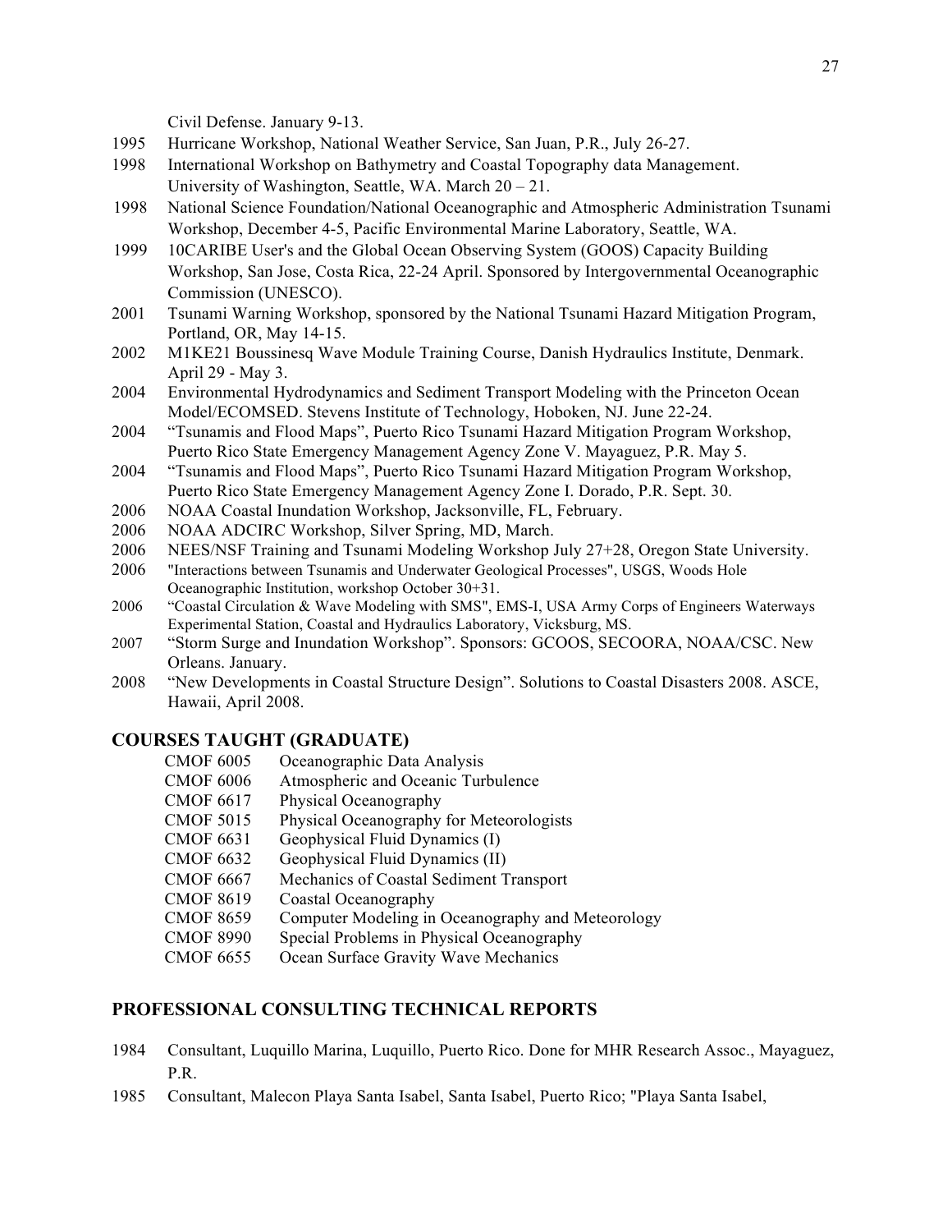Civil Defense. January 9-13.

1995 Hurricane Workshop, National Weather Service, San Juan, P.R., July 26-27.

1998 International Workshop on Bathymetry and Coastal Topography data Management. University of Washington, Seattle, WA. March 20 – 21.

1998 National Science Foundation/National Oceanographic and Atmospheric Administration Tsunami Workshop, December 4-5, Pacific Environmental Marine Laboratory, Seattle, WA.

1999 10CARIBE User's and the Global Ocean Observing System (GOOS) Capacity Building Workshop, San Jose, Costa Rica, 22-24 April. Sponsored by Intergovernmental Oceanographic Commission (UNESCO).

2001 Tsunami Warning Workshop, sponsored by the National Tsunami Hazard Mitigation Program, Portland, OR, May 14-15.

2002 M1KE21 Boussinesq Wave Module Training Course, Danish Hydraulics Institute, Denmark. April 29 - May 3.

2004 Environmental Hydrodynamics and Sediment Transport Modeling with the Princeton Ocean Model/ECOMSED. Stevens Institute of Technology, Hoboken, NJ. June 22-24.

2004 "Tsunamis and Flood Maps", Puerto Rico Tsunami Hazard Mitigation Program Workshop, Puerto Rico State Emergency Management Agency Zone V. Mayaguez, P.R. May 5.

2004 "Tsunamis and Flood Maps", Puerto Rico Tsunami Hazard Mitigation Program Workshop, Puerto Rico State Emergency Management Agency Zone I. Dorado, P.R. Sept. 30.

2006 NOAA Coastal Inundation Workshop, Jacksonville, FL, February.

2006 NOAA ADCIRC Workshop, Silver Spring, MD, March.

2006 NEES/NSF Training and Tsunami Modeling Workshop July 27+28, Oregon State University.

2006 "Interactions between Tsunamis and Underwater Geological Processes", USGS, Woods Hole Oceanographic Institution, workshop October 30+31.

2006 "Coastal Circulation & Wave Modeling with SMS", EMS-I, USA Army Corps of Engineers Waterways Experimental Station, Coastal and Hydraulics Laboratory, Vicksburg, MS.

2007 "Storm Surge and Inundation Workshop". Sponsors: GCOOS, SECOORA, NOAA/CSC. New Orleans. January.

2008 "New Developments in Coastal Structure Design". Solutions to Coastal Disasters 2008. ASCE, Hawaii, April 2008.

## COURSES TAUGHT (GRADUATE)

- CMOF 6005 Oceanographic Data Analysis
- CMOF 6006 Atmospheric and Oceanic Turbulence
- CMOF 6617 Physical Oceanography
- CMOF 5015 Physical Oceanography for Meteorologists
- CMOF 6631 Geophysical Fluid Dynamics (I)
- CMOF 6632 Geophysical Fluid Dynamics (II)
- CMOF 6667 Mechanics of Coastal Sediment Transport
- CMOF 8619 Coastal Oceanography
- CMOF 8659 Computer Modeling in Oceanography and Meteorology
- CMOF 8990 Special Problems in Physical Oceanography
- CMOF 6655 Ocean Surface Gravity Wave Mechanics

## PROFESSIONAL CONSULTING TECHNICAL REPORTS

1984 Consultant, Luquillo Marina, Luquillo, Puerto Rico. Done for MHR Research Assoc., Mayaguez, P.R.

1985 Consultant, Malecon Playa Santa Isabel, Santa Isabel, Puerto Rico; "Playa Santa Isabel,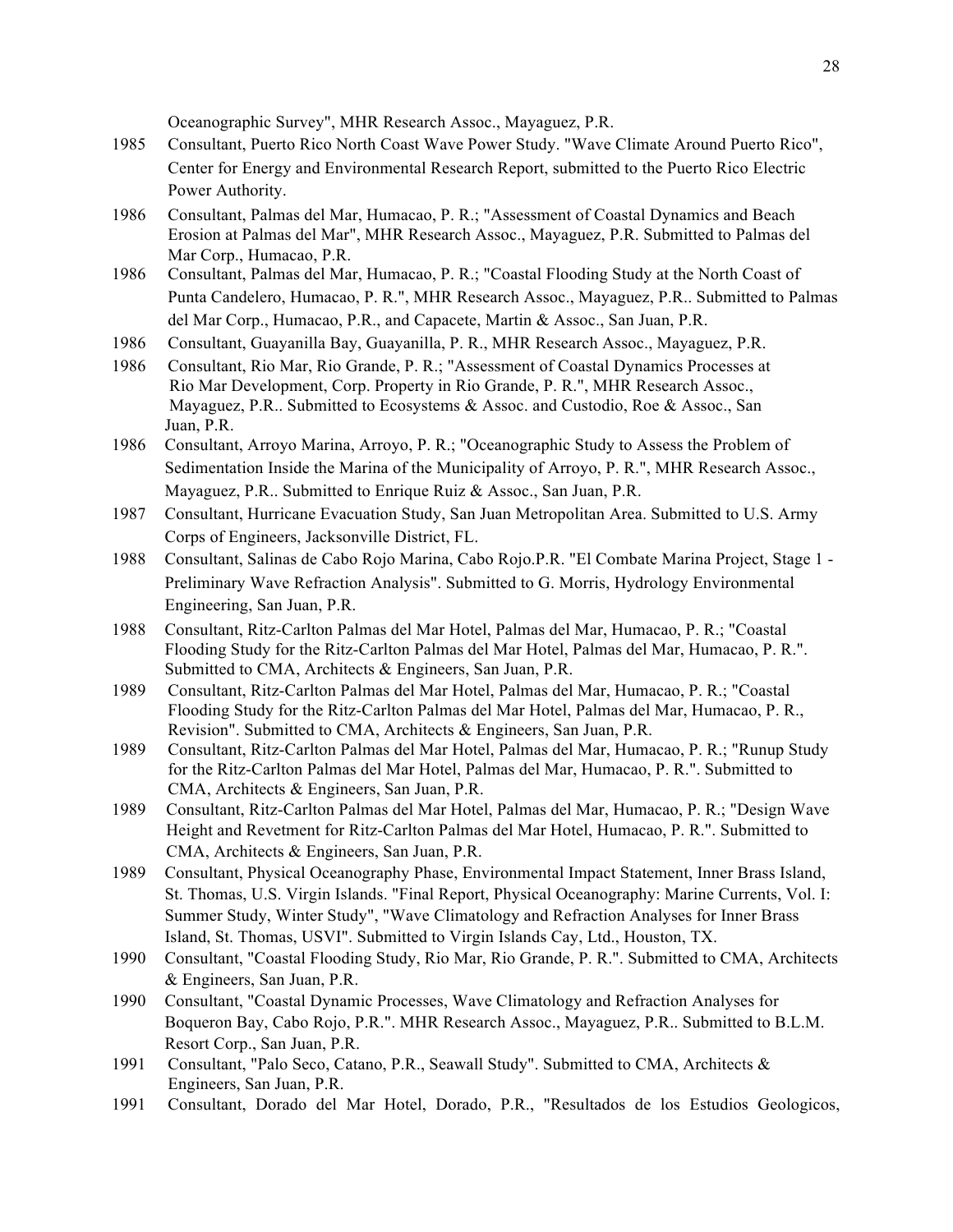Oceanographic Survey", MHR Research Assoc., Mayaguez, P.R.

1985 Consultant, Puerto Rico North Coast Wave Power Study. "Wave Climate Around Puerto Rico", Center for Energy and Environmental Research Report, submitted to the Puerto Rico Electric Power Authority.

1986 Consultant, Palmas del Mar, Humacao, P. R.; "Assessment of Coastal Dynamics and Beach Erosion at Palmas del Mar", MHR Research Assoc., Mayaguez, P.R. Submitted to Palmas del Mar Corp., Humacao, P.R.

1986 Consultant, Palmas del Mar, Humacao, P. R.; "Coastal Flooding Study at the North Coast of Punta Candelero, Humacao, P. R.", MHR Research Assoc., Mayaguez, P.R.. Submitted to Palmas del Mar Corp., Humacao, P.R., and Capacete, Martin & Assoc., San Juan, P.R.

1986 Consultant, Guayanilla Bay, Guayanilla, P. R., MHR Research Assoc., Mayaguez, P.R.

1986 Consultant, Rio Mar, Rio Grande, P. R.; "Assessment of Coastal Dynamics Processes at Rio Mar Development, Corp. Property in Rio Grande, P. R.", MHR Research Assoc., Mayaguez, P.R.. Submitted to Ecosystems & Assoc. and Custodio, Roe & Assoc., San Juan, P.R.

1986 Consultant, Arroyo Marina, Arroyo, P. R.; "Oceanographic Study to Assess the Problem of Sedimentation Inside the Marina of the Municipality of Arroyo, P. R.", MHR Research Assoc., Mayaguez, P.R.. Submitted to Enrique Ruiz & Assoc., San Juan, P.R.

1987 Consultant, Hurricane Evacuation Study, San Juan Metropolitan Area. Submitted to U.S. Army Corps of Engineers, Jacksonville District, FL.

1988 Consultant, Salinas de Cabo Rojo Marina, Cabo Rojo.P.R. "El Combate Marina Project, Stage 1 - Preliminary Wave Refraction Analysis". Submitted to G. Morris, Hydrology Environmental Engineering, San Juan, P.R.

1988 Consultant, Ritz-Carlton Palmas del Mar Hotel, Palmas del Mar, Humacao, P. R.; "Coastal Flooding Study for the Ritz-Carlton Palmas del Mar Hotel, Palmas del Mar, Humacao, P. R.". Submitted to CMA, Architects & Engineers, San Juan, P.R.

1989 Consultant, Ritz-Carlton Palmas del Mar Hotel, Palmas del Mar, Humacao, P. R.; "Coastal Flooding Study for the Ritz-Carlton Palmas del Mar Hotel, Palmas del Mar, Humacao, P. R., Revision". Submitted to CMA, Architects & Engineers, San Juan, P.R.

1989 Consultant, Ritz-Carlton Palmas del Mar Hotel, Palmas del Mar, Humacao, P. R.; "Runup Study for the Ritz-Carlton Palmas del Mar Hotel, Palmas del Mar, Humacao, P. R.". Submitted to CMA, Architects & Engineers, San Juan, P.R.

1989 Consultant, Ritz-Carlton Palmas del Mar Hotel, Palmas del Mar, Humacao, P. R.; "Design Wave Height and Revetment for Ritz-Carlton Palmas del Mar Hotel, Humacao, P. R.". Submitted to CMA, Architects & Engineers, San Juan, P.R.

1989 Consultant, Physical Oceanography Phase, Environmental Impact Statement, Inner Brass Island, St. Thomas, U.S. Virgin Islands. "Final Report, Physical Oceanography: Marine Currents, Vol. I: Summer Study, Winter Study", "Wave Climatology and Refraction Analyses for Inner Brass Island, St. Thomas, USVI". Submitted to Virgin Islands Cay, Ltd., Houston, TX.

1990 Consultant, "Coastal Flooding Study, Rio Mar, Rio Grande, P. R.". Submitted to CMA, Architects & Engineers, San Juan, P.R.

1990 Consultant, "Coastal Dynamic Processes, Wave Climatology and Refraction Analyses for Boqueron Bay, Cabo Rojo, P.R.". MHR Research Assoc., Mayaguez, P.R.. Submitted to B.L.M. Resort Corp., San Juan, P.R.

1991 Consultant, "Palo Seco, Catano, P.R., Seawall Study". Submitted to CMA, Architects & Engineers, San Juan, P.R.

1991 Consultant, Dorado del Mar Hotel, Dorado, P.R., "Resultados de los Estudios Geologicos,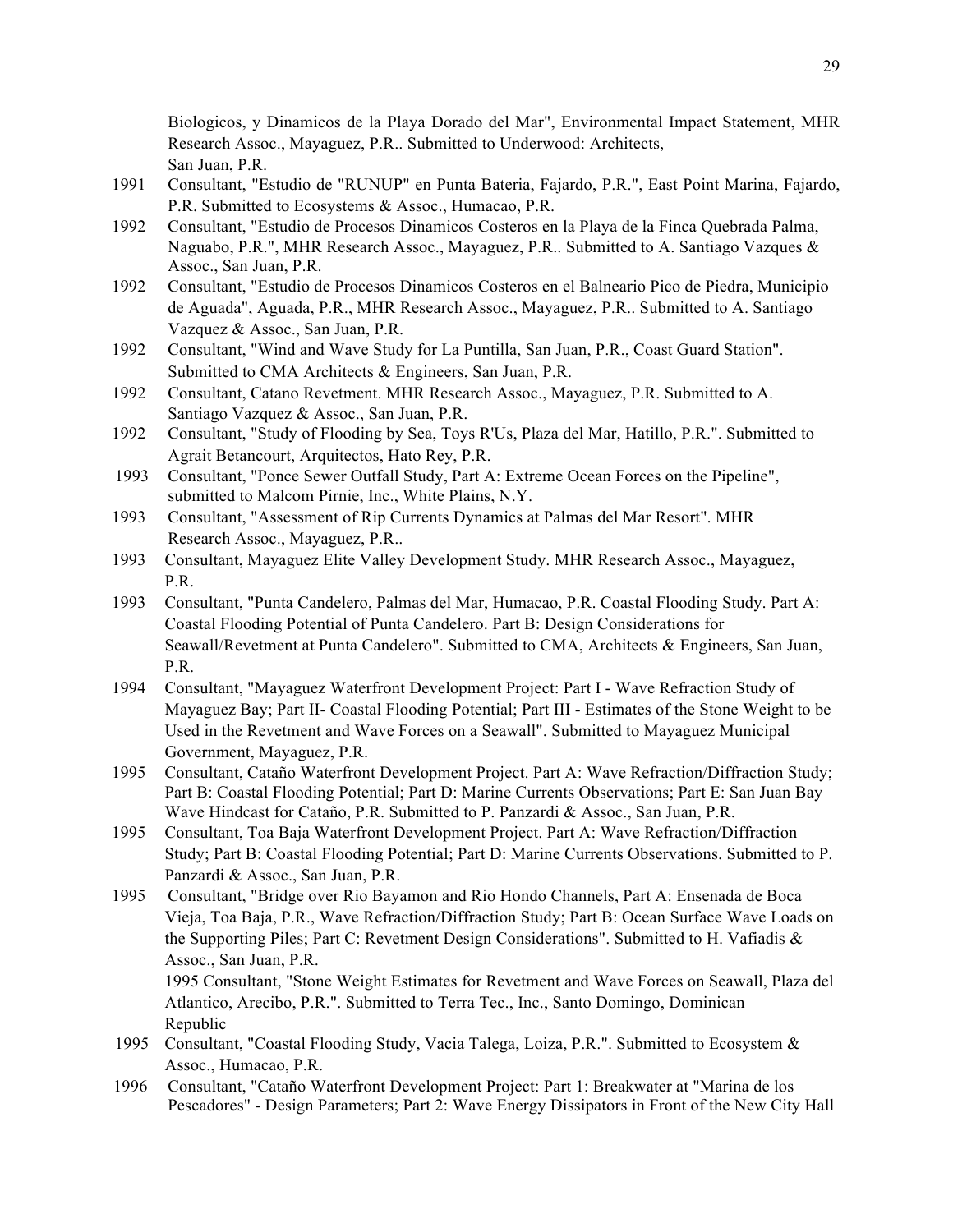Biologicos, y Dinamicos de la Playa Dorado del Mar", Environmental Impact Statement, MHR Research Assoc., Mayaguez, P.R.. Submitted to Underwood: Architects, San Juan, P.R.

1991 Consultant, "Estudio de "RUNUP" en Punta Bateria, Fajardo, P.R.", East Point Marina, Fajardo, P.R. Submitted to Ecosystems & Assoc., Humacao, P.R.

1992 Consultant, "Estudio de Procesos Dinamicos Costeros en la Playa de la Finca Quebrada Palma, Naguabo, P.R.", MHR Research Assoc., Mayaguez, P.R.. Submitted to A. Santiago Vazques & Assoc., San Juan, P.R.

1992 Consultant, "Estudio de Procesos Dinamicos Costeros en el Balneario Pico de Piedra, Municipio de Aguada", Aguada, P.R., MHR Research Assoc., Mayaguez, P.R.. Submitted to A. Santiago Vazquez & Assoc., San Juan, P.R.

1992 Consultant, "Wind and Wave Study for La Puntilla, San Juan, P.R., Coast Guard Station". Submitted to CMA Architects & Engineers, San Juan, P.R.

1992 Consultant, Catano Revetment. MHR Research Assoc., Mayaguez, P.R. Submitted to A. Santiago Vazquez & Assoc., San Juan, P.R.

1992 Consultant, "Study of Flooding by Sea, Toys R'Us, Plaza del Mar, Hatillo, P.R.". Submitted to Agrait Betancourt, Arquitectos, Hato Rey, P.R.

1993 Consultant, "Ponce Sewer Outfall Study, Part A: Extreme Ocean Forces on the Pipeline", submitted to Malcom Pirnie, Inc., White Plains, N.Y.

1993 Consultant, "Assessment of Rip Currents Dynamics at Palmas del Mar Resort". MHR Research Assoc., Mayaguez, P.R..

1993 Consultant, Mayaguez Elite Valley Development Study. MHR Research Assoc., Mayaguez, P.R.

1993 Consultant, "Punta Candelero, Palmas del Mar, Humacao, P.R. Coastal Flooding Study. Part A: Coastal Flooding Potential of Punta Candelero. Part B: Design Considerations for Seawall/Revetment at Punta Candelero". Submitted to CMA, Architects & Engineers, San Juan, P.R.

1994 Consultant, "Mayaguez Waterfront Development Project: Part I - Wave Refraction Study of Mayaguez Bay; Part II- Coastal Flooding Potential; Part III - Estimates of the Stone Weight to be Used in the Revetment and Wave Forces on a Seawall". Submitted to Mayaguez Municipal Government, Mayaguez, P.R.

1995 Consultant, Cataño Waterfront Development Project. Part A: Wave Refraction/Diffraction Study; Part B: Coastal Flooding Potential; Part D: Marine Currents Observations; Part E: San Juan Bay Wave Hindcast for Cataño, P.R. Submitted to P. Panzardi & Assoc., San Juan, P.R.

1995 Consultant, Toa Baja Waterfront Development Project. Part A: Wave Refraction/Diffraction Study; Part B: Coastal Flooding Potential; Part D: Marine Currents Observations. Submitted to P. Panzardi & Assoc., San Juan, P.R.

1995 Consultant, "Bridge over Rio Bayamon and Rio Hondo Channels, Part A: Ensenada de Boca Vieja, Toa Baja, P.R., Wave Refraction/Diffraction Study; Part B: Ocean Surface Wave Loads on the Supporting Piles; Part C: Revetment Design Considerations". Submitted to H. Vafiadis & Assoc., San Juan, P.R.

1995 Consultant, "Stone Weight Estimates for Revetment and Wave Forces on Seawall, Plaza del Atlantico, Arecibo, P.R.". Submitted to Terra Tec., Inc., Santo Domingo, Dominican Republic

1995 Consultant, "Coastal Flooding Study, Vacia Talega, Loiza, P.R.". Submitted to Ecosystem & Assoc., Humacao, P.R.

1996 Consultant, "Cataño Waterfront Development Project: Part 1: Breakwater at "Marina de los Pescadores" - Design Parameters; Part 2: Wave Energy Dissipators in Front of the New City Hall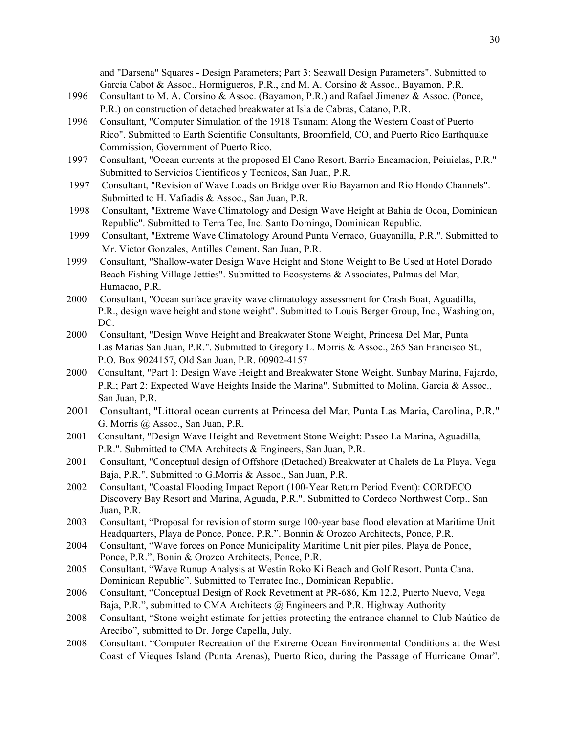and "Darsena" Squares - Design Parameters; Part 3: Seawall Design Parameters". Submitted to Garcia Cabot & Assoc., Hormigueros, P.R., and M. A. Corsino & Assoc., Bayamon, P.R.

1996 Consultant to M. A. Corsino & Assoc. (Bayamon, P.R.) and Rafael Jimenez & Assoc. (Ponce, P.R.) on construction of detached breakwater at Isla de Cabras, Catano, P.R.

1996 Consultant, "Computer Simulation of the 1918 Tsunami Along the Western Coast of Puerto Rico". Submitted to Earth Scientific Consultants, Broomfield, CO, and Puerto Rico Earthquake Commission, Government of Puerto Rico.

1997 Consultant, "Ocean currents at the proposed El Cano Resort, Barrio Encamacion, Peiuielas, P.R." Submitted to Servicios Cientificos y Tecnicos, San Juan, P.R.

1997 Consultant, "Revision of Wave Loads on Bridge over Rio Bayamon and Rio Hondo Channels". Submitted to H. Vafiadis & Assoc., San Juan, P.R.

1998 Consultant, "Extreme Wave Climatology and Design Wave Height at Bahia de Ocoa, Dominican Republic". Submitted to Terra Tec, Inc. Santo Domingo, Dominican Republic.

1999 Consultant, "Extreme Wave Climatology Around Punta Verraco, Guayanilla, P.R.". Submitted to Mr. Victor Gonzales, Antilles Cement, San Juan, P.R.

1999 Consultant, "Shallow-water Design Wave Height and Stone Weight to Be Used at Hotel Dorado Beach Fishing Village Jetties". Submitted to Ecosystems & Associates, Palmas del Mar, Humacao, P.R.

2000 Consultant, "Ocean surface gravity wave climatology assessment for Crash Boat, Aguadilla, P.R., design wave height and stone weight". Submitted to Louis Berger Group, Inc., Washington, DC.

2000 Consultant, "Design Wave Height and Breakwater Stone Weight, Princesa Del Mar, Punta Las Marias San Juan, P.R.". Submitted to Gregory L. Morris & Assoc., 265 San Francisco St., P.O. Box 9024157, Old San Juan, P.R. 00902-4157

2000 Consultant, "Part 1: Design Wave Height and Breakwater Stone Weight, Sunbay Marina, Fajardo, P.R.; Part 2: Expected Wave Heights Inside the Marina". Submitted to Molina, Garcia & Assoc., San Juan, P.R.

2001 Consultant, "Littoral ocean currents at Princesa del Mar, Punta Las Maria, Carolina, P.R." G. Morris @ Assoc., San Juan, P.R.

2001 Consultant, "Design Wave Height and Revetment Stone Weight: Paseo La Marina, Aguadilla, P.R.". Submitted to CMA Architects & Engineers, San Juan, P.R.

2001 Consultant, "Conceptual design of Offshore (Detached) Breakwater at Chalets de La Playa, Vega Baja, P.R.", Submitted to G.Morris & Assoc., San Juan, P.R.

2002 Consultant, "Coastal Flooding Impact Report (100-Year Return Period Event): CORDECO Discovery Bay Resort and Marina, Aguada, P.R.". Submitted to Cordeco Northwest Corp., San Juan, P.R.

2003 Consultant, "Proposal for revision of storm surge 100-year base flood elevation at Maritime Unit Headquarters, Playa de Ponce, Ponce, P.R.". Bonnin & Orozco Architects, Ponce, P.R.

2004 Consultant, "Wave forces on Ponce Municipality Maritime Unit pier piles, Playa de Ponce, Ponce, P.R.", Bonin & Orozco Architects, Ponce, P.R.

2005 Consultant, "Wave Runup Analysis at Westin Roko Ki Beach and Golf Resort, Punta Cana, Dominican Republic". Submitted to Terratec Inc., Dominican Republic.

2006 Consultant, "Conceptual Design of Rock Revetment at PR-686, Km 12.2, Puerto Nuevo, Vega Baja, P.R.", submitted to CMA Architects @ Engineers and P.R. Highway Authority

2008 Consultant, "Stone weight estimate for jetties protecting the entrance channel to Club Naútico de Arecibo", submitted to Dr. Jorge Capella, July.

2008 Consultant. "Computer Recreation of the Extreme Ocean Environmental Conditions at the West Coast of Vieques Island (Punta Arenas), Puerto Rico, during the Passage of Hurricane Omar".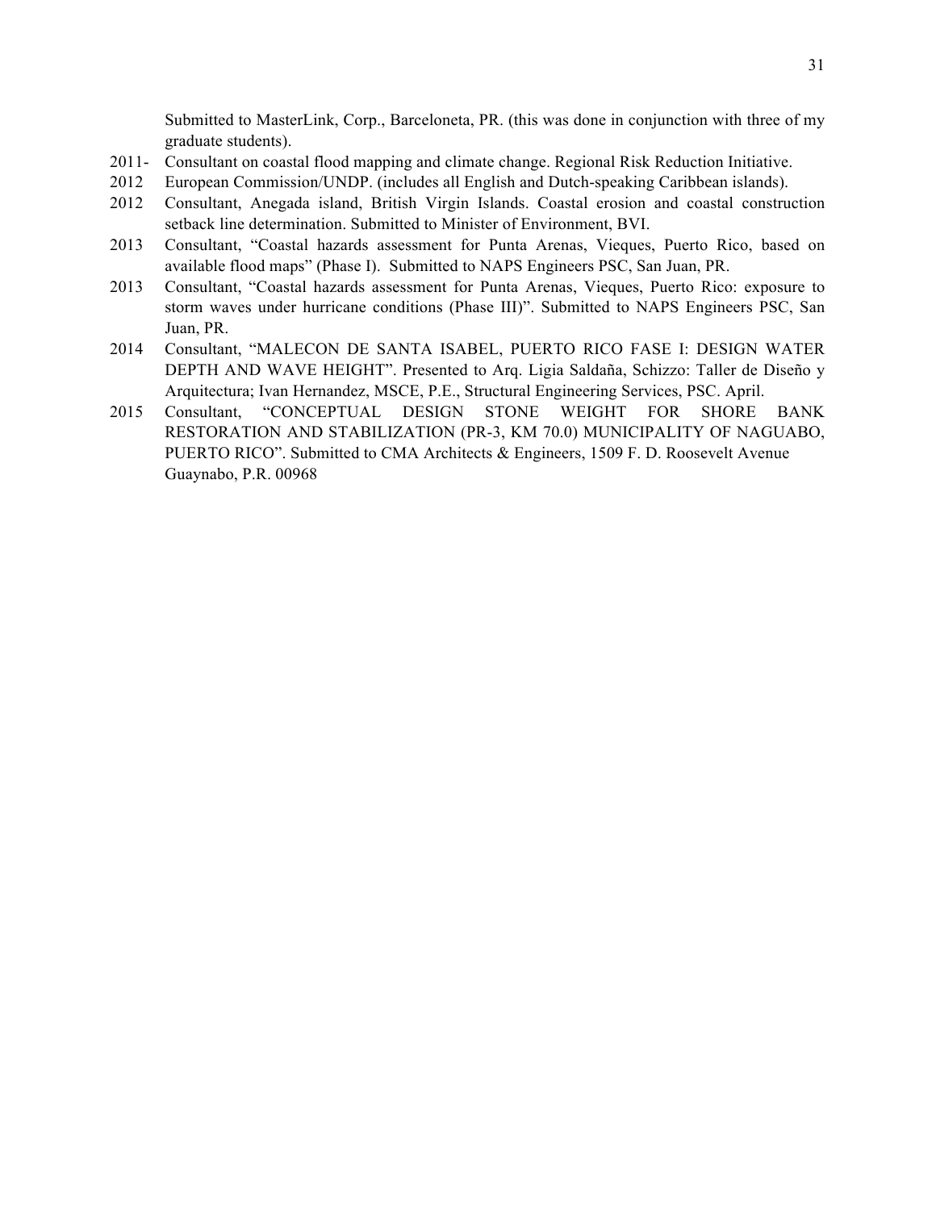Submitted to MasterLink, Corp., Barceloneta, PR. (this was done in conjunction with three of my graduate students).

2011- 2012 Consultant on coastal flood mapping and climate change. Regional Risk Reduction Initiative. European Commission/UNDP. (includes all English and Dutch-speaking Caribbean islands).

2012 Consultant, Anegada island, British Virgin Islands. Coastal erosion and coastal construction setback line determination. Submitted to Minister of Environment, BVI.

2013 Consultant, "Coastal hazards assessment for Punta Arenas, Vieques, Puerto Rico, based on available flood maps" (Phase I). Submitted to NAPS Engineers PSC, San Juan, PR.

2013 Consultant, "Coastal hazards assessment for Punta Arenas, Vieques, Puerto Rico: exposure to storm waves under hurricane conditions (Phase III)". Submitted to NAPS Engineers PSC, San Juan, PR.

2014 Consultant, "MALECON DE SANTA ISABEL, PUERTO RICO FASE I: DESIGN WATER DEPTH AND WAVE HEIGHT". Presented to Arq. Ligia Saldaña, Schizzo: Taller de Diseño y Arquitectura; Ivan Hernandez, MSCE, P.E., Structural Engineering Services, PSC. April.

2015 Consultant, "CONCEPTUAL DESIGN STONE WEIGHT FOR SHORE BANK RESTORATION AND STABILIZATION (PR-3, KM 70.0) MUNICIPALITY OF NAGUABO, PUERTO RICO". Submitted to CMA Architects & Engineers, 1509 F. D. Roosevelt Avenue Guaynabo, P.R. 00968